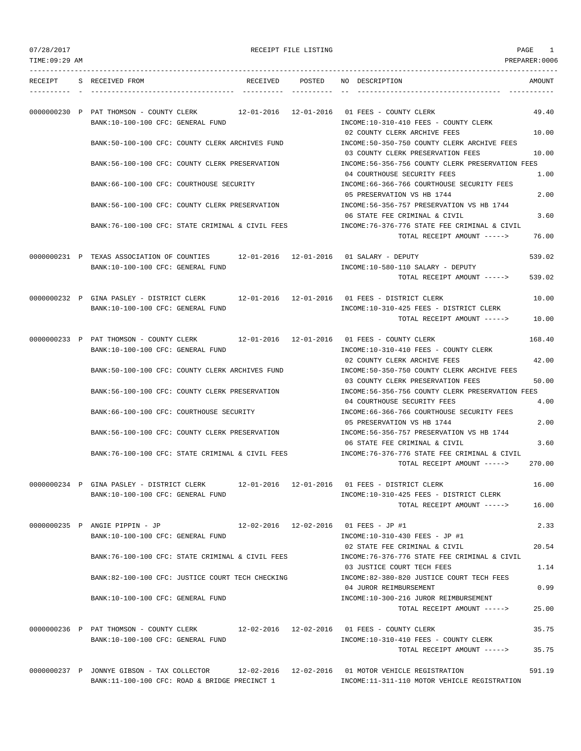07/28/2017 RECEIPT FILE LISTING PAGE 1
TIME:09:29 AM PREPARER:0006

| RECEIPT | S | RECEIVED FROM | RECEIVED | POSTED | NO | DESCRIPTION | AMOUNT |
|---|---|---|---|---|---|---|---|
| 0000000230 | P | PAT THOMSON - COUNTY CLERK | 12-01-2016 | 12-01-2016 | 01 | FEES - COUNTY CLERK | 49.40 |
| | | BANK:10-100-100 CFC: GENERAL FUND | | | | INCOME:10-310-410 FEES - COUNTY CLERK | |
| | | | | | 02 | COUNTY CLERK ARCHIVE FEES | 10.00 |
| | | BANK:50-100-100 CFC: COUNTY CLERK ARCHIVES FUND | | | | INCOME:50-350-750 COUNTY CLERK ARCHIVE FEES | |
| | | | | | 03 | COUNTY CLERK PRESERVATION FEES | 10.00 |
| | | BANK:56-100-100 CFC: COUNTY CLERK PRESERVATION | | | | INCOME:56-356-756 COUNTY CLERK PRESERVATION FEES | |
| | | | | | 04 | COURTHOUSE SECURITY FEES | 1.00 |
| | | BANK:66-100-100 CFC: COURTHOUSE SECURITY | | | | INCOME:66-366-766 COURTHOUSE SECURITY FEES | |
| | | | | | 05 | PRESERVATION VS HB 1744 | 2.00 |
| | | BANK:56-100-100 CFC: COUNTY CLERK PRESERVATION | | | | INCOME:56-356-757 PRESERVATION VS HB 1744 | |
| | | | | | 06 | STATE FEE CRIMINAL & CIVIL | 3.60 |
| | | BANK:76-100-100 CFC: STATE CRIMINAL & CIVIL FEES | | | | INCOME:76-376-776 STATE FEE CRIMINAL & CIVIL | |
| | | | | | | TOTAL RECEIPT AMOUNT -----> | 76.00 |
| 0000000231 | P | TEXAS ASSOCIATION OF COUNTIES | 12-01-2016 | 12-01-2016 | 01 | SALARY - DEPUTY | 539.02 |
| | | BANK:10-100-100 CFC: GENERAL FUND | | | | INCOME:10-580-110 SALARY - DEPUTY | |
| | | | | | | TOTAL RECEIPT AMOUNT -----> | 539.02 |
| 0000000232 | P | GINA PASLEY - DISTRICT CLERK | 12-01-2016 | 12-01-2016 | 01 | FEES - DISTRICT CLERK | 10.00 |
| | | BANK:10-100-100 CFC: GENERAL FUND | | | | INCOME:10-310-425 FEES - DISTRICT CLERK | |
| | | | | | | TOTAL RECEIPT AMOUNT -----> | 10.00 |
| 0000000233 | P | PAT THOMSON - COUNTY CLERK | 12-01-2016 | 12-01-2016 | 01 | FEES - COUNTY CLERK | 168.40 |
| | | BANK:10-100-100 CFC: GENERAL FUND | | | | INCOME:10-310-410 FEES - COUNTY CLERK | |
| | | | | | 02 | COUNTY CLERK ARCHIVE FEES | 42.00 |
| | | BANK:50-100-100 CFC: COUNTY CLERK ARCHIVES FUND | | | | INCOME:50-350-750 COUNTY CLERK ARCHIVE FEES | |
| | | | | | 03 | COUNTY CLERK PRESERVATION FEES | 50.00 |
| | | BANK:56-100-100 CFC: COUNTY CLERK PRESERVATION | | | | INCOME:56-356-756 COUNTY CLERK PRESERVATION FEES | |
| | | | | | 04 | COURTHOUSE SECURITY FEES | 4.00 |
| | | BANK:66-100-100 CFC: COURTHOUSE SECURITY | | | | INCOME:66-366-766 COURTHOUSE SECURITY FEES | |
| | | | | | 05 | PRESERVATION VS HB 1744 | 2.00 |
| | | BANK:56-100-100 CFC: COUNTY CLERK PRESERVATION | | | | INCOME:56-356-757 PRESERVATION VS HB 1744 | |
| | | | | | 06 | STATE FEE CRIMINAL & CIVIL | 3.60 |
| | | BANK:76-100-100 CFC: STATE CRIMINAL & CIVIL FEES | | | | INCOME:76-376-776 STATE FEE CRIMINAL & CIVIL | |
| | | | | | | TOTAL RECEIPT AMOUNT -----> | 270.00 |
| 0000000234 | P | GINA PASLEY - DISTRICT CLERK | 12-01-2016 | 12-01-2016 | 01 | FEES - DISTRICT CLERK | 16.00 |
| | | BANK:10-100-100 CFC: GENERAL FUND | | | | INCOME:10-310-425 FEES - DISTRICT CLERK | |
| | | | | | | TOTAL RECEIPT AMOUNT -----> | 16.00 |
| 0000000235 | P | ANGIE PIPPIN - JP | 12-02-2016 | 12-02-2016 | 01 | FEES - JP #1 | 2.33 |
| | | BANK:10-100-100 CFC: GENERAL FUND | | | | INCOME:10-310-430 FEES - JP #1 | |
| | | | | | 02 | STATE FEE CRIMINAL & CIVIL | 20.54 |
| | | BANK:76-100-100 CFC: STATE CRIMINAL & CIVIL FEES | | | | INCOME:76-376-776 STATE FEE CRIMINAL & CIVIL | |
| | | | | | 03 | JUSTICE COURT TECH FEES | 1.14 |
| | | BANK:82-100-100 CFC: JUSTICE COURT TECH CHECKING | | | | INCOME:82-380-820 JUSTICE COURT TECH FEES | |
| | | | | | 04 | JUROR REIMBURSEMENT | 0.99 |
| | | BANK:10-100-100 CFC: GENERAL FUND | | | | INCOME:10-300-216 JUROR REIMBURSEMENT | |
| | | | | | | TOTAL RECEIPT AMOUNT -----> | 25.00 |
| 0000000236 | P | PAT THOMSON - COUNTY CLERK | 12-02-2016 | 12-02-2016 | 01 | FEES - COUNTY CLERK | 35.75 |
| | | BANK:10-100-100 CFC: GENERAL FUND | | | | INCOME:10-310-410 FEES - COUNTY CLERK | |
| | | | | | | TOTAL RECEIPT AMOUNT -----> | 35.75 |
| 0000000237 | P | JONNYE GIBSON - TAX COLLECTOR | 12-02-2016 | 12-02-2016 | 01 | MOTOR VEHICLE REGISTRATION | 591.19 |
| | | BANK:11-100-100 CFC: ROAD & BRIDGE PRECINCT 1 | | | | INCOME:11-311-110 MOTOR VEHICLE REGISTRATION | |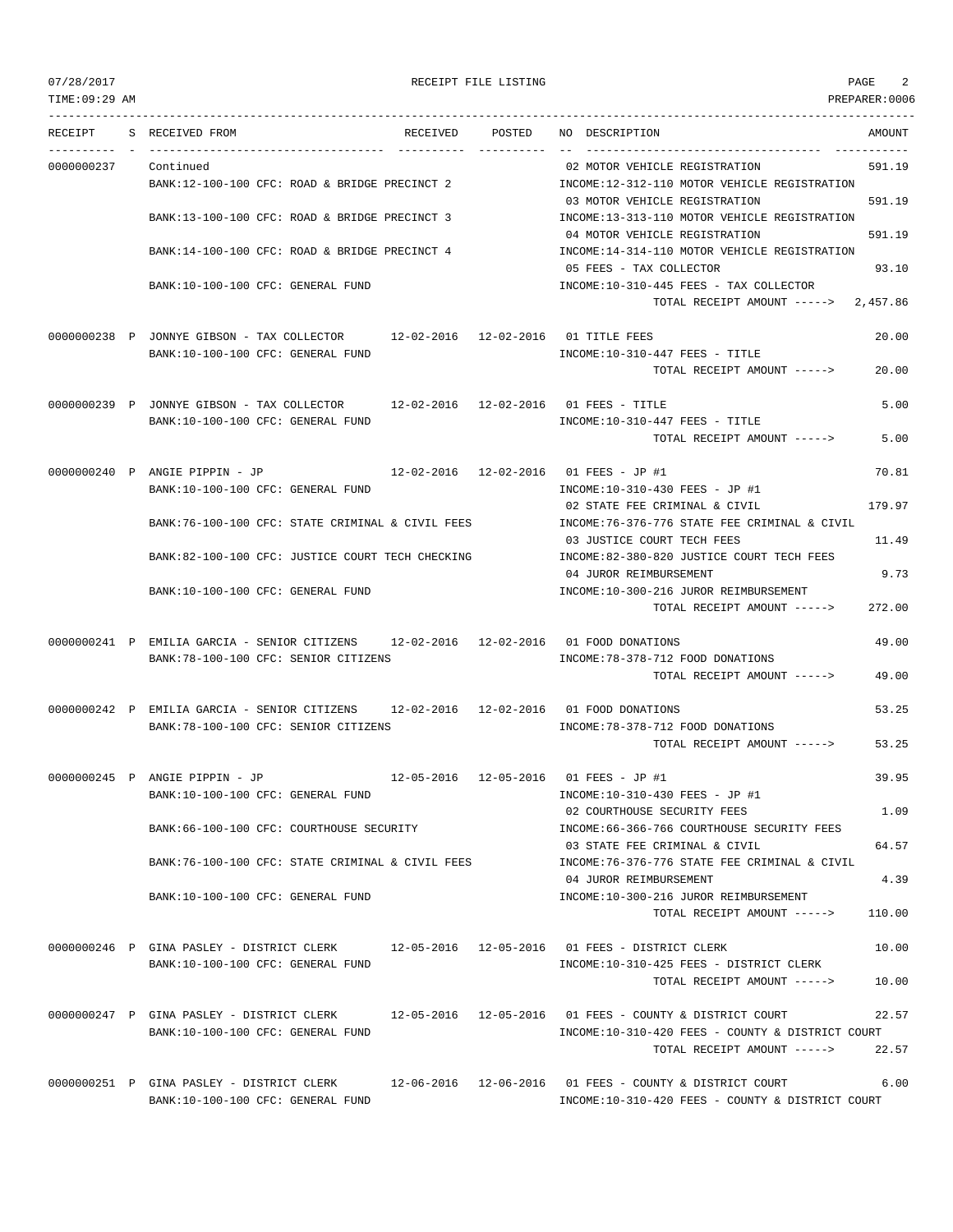| RECEIPT | S | RECEIVED FROM | RECEIVED | POSTED | NO | DESCRIPTION | AMOUNT |
|---|---|---|---|---|---|---|---|
| 0000000237 | | Continued | | | 02 | MOTOR VEHICLE REGISTRATION | 591.19 |
| | | BANK:12-100-100 CFC: ROAD & BRIDGE PRECINCT 2 | | | | INCOME:12-312-110 MOTOR VEHICLE REGISTRATION | |
| | | | | | 03 | MOTOR VEHICLE REGISTRATION | 591.19 |
| | | BANK:13-100-100 CFC: ROAD & BRIDGE PRECINCT 3 | | | | INCOME:13-313-110 MOTOR VEHICLE REGISTRATION | |
| | | | | | 04 | MOTOR VEHICLE REGISTRATION | 591.19 |
| | | BANK:14-100-100 CFC: ROAD & BRIDGE PRECINCT 4 | | | | INCOME:14-314-110 MOTOR VEHICLE REGISTRATION | |
| | | | | | 05 | FEES - TAX COLLECTOR | 93.10 |
| | | BANK:10-100-100 CFC: GENERAL FUND | | | | INCOME:10-310-445 FEES - TAX COLLECTOR | |
| | | | | | | TOTAL RECEIPT AMOUNT -----> | 2,457.86 |
| 0000000238 | P | JONNYE GIBSON - TAX COLLECTOR | 12-02-2016 | 12-02-2016 | 01 | TITLE FEES | 20.00 |
| | | BANK:10-100-100 CFC: GENERAL FUND | | | | INCOME:10-310-447 FEES - TITLE | |
| | | | | | | TOTAL RECEIPT AMOUNT -----> | 20.00 |
| 0000000239 | P | JONNYE GIBSON - TAX COLLECTOR | 12-02-2016 | 12-02-2016 | 01 | FEES - TITLE | 5.00 |
| | | BANK:10-100-100 CFC: GENERAL FUND | | | | INCOME:10-310-447 FEES - TITLE | |
| | | | | | | TOTAL RECEIPT AMOUNT -----> | 5.00 |
| 0000000240 | P | ANGIE PIPPIN - JP | 12-02-2016 | 12-02-2016 | 01 | FEES - JP #1 | 70.81 |
| | | BANK:10-100-100 CFC: GENERAL FUND | | | | INCOME:10-310-430 FEES - JP #1 | |
| | | | | | 02 | STATE FEE CRIMINAL & CIVIL | 179.97 |
| | | BANK:76-100-100 CFC: STATE CRIMINAL & CIVIL FEES | | | | INCOME:76-376-776 STATE FEE CRIMINAL & CIVIL | |
| | | | | | 03 | JUSTICE COURT TECH FEES | 11.49 |
| | | BANK:82-100-100 CFC: JUSTICE COURT TECH CHECKING | | | | INCOME:82-380-820 JUSTICE COURT TECH FEES | |
| | | | | | 04 | JUROR REIMBURSEMENT | 9.73 |
| | | BANK:10-100-100 CFC: GENERAL FUND | | | | INCOME:10-300-216 JUROR REIMBURSEMENT | |
| | | | | | | TOTAL RECEIPT AMOUNT -----> | 272.00 |
| 0000000241 | P | EMILIA GARCIA - SENIOR CITIZENS | 12-02-2016 | 12-02-2016 | 01 | FOOD DONATIONS | 49.00 |
| | | BANK:78-100-100 CFC: SENIOR CITIZENS | | | | INCOME:78-378-712 FOOD DONATIONS | |
| | | | | | | TOTAL RECEIPT AMOUNT -----> | 49.00 |
| 0000000242 | P | EMILIA GARCIA - SENIOR CITIZENS | 12-02-2016 | 12-02-2016 | 01 | FOOD DONATIONS | 53.25 |
| | | BANK:78-100-100 CFC: SENIOR CITIZENS | | | | INCOME:78-378-712 FOOD DONATIONS | |
| | | | | | | TOTAL RECEIPT AMOUNT -----> | 53.25 |
| 0000000245 | P | ANGIE PIPPIN - JP | 12-05-2016 | 12-05-2016 | 01 | FEES - JP #1 | 39.95 |
| | | BANK:10-100-100 CFC: GENERAL FUND | | | | INCOME:10-310-430 FEES - JP #1 | |
| | | | | | 02 | COURTHOUSE SECURITY FEES | 1.09 |
| | | BANK:66-100-100 CFC: COURTHOUSE SECURITY | | | | INCOME:66-366-766 COURTHOUSE SECURITY FEES | |
| | | | | | 03 | STATE FEE CRIMINAL & CIVIL | 64.57 |
| | | BANK:76-100-100 CFC: STATE CRIMINAL & CIVIL FEES | | | | INCOME:76-376-776 STATE FEE CRIMINAL & CIVIL | |
| | | | | | 04 | JUROR REIMBURSEMENT | 4.39 |
| | | BANK:10-100-100 CFC: GENERAL FUND | | | | INCOME:10-300-216 JUROR REIMBURSEMENT | |
| | | | | | | TOTAL RECEIPT AMOUNT -----> | 110.00 |
| 0000000246 | P | GINA PASLEY - DISTRICT CLERK | 12-05-2016 | 12-05-2016 | 01 | FEES - DISTRICT CLERK | 10.00 |
| | | BANK:10-100-100 CFC: GENERAL FUND | | | | INCOME:10-310-425 FEES - DISTRICT CLERK | |
| | | | | | | TOTAL RECEIPT AMOUNT -----> | 10.00 |
| 0000000247 | P | GINA PASLEY - DISTRICT CLERK | 12-05-2016 | 12-05-2016 | 01 | FEES - COUNTY & DISTRICT COURT | 22.57 |
| | | BANK:10-100-100 CFC: GENERAL FUND | | | | INCOME:10-310-420 FEES - COUNTY & DISTRICT COURT | |
| | | | | | | TOTAL RECEIPT AMOUNT -----> | 22.57 |
| 0000000251 | P | GINA PASLEY - DISTRICT CLERK | 12-06-2016 | 12-06-2016 | 01 | FEES - COUNTY & DISTRICT COURT | 6.00 |
| | | BANK:10-100-100 CFC: GENERAL FUND | | | | INCOME:10-310-420 FEES - COUNTY & DISTRICT COURT | |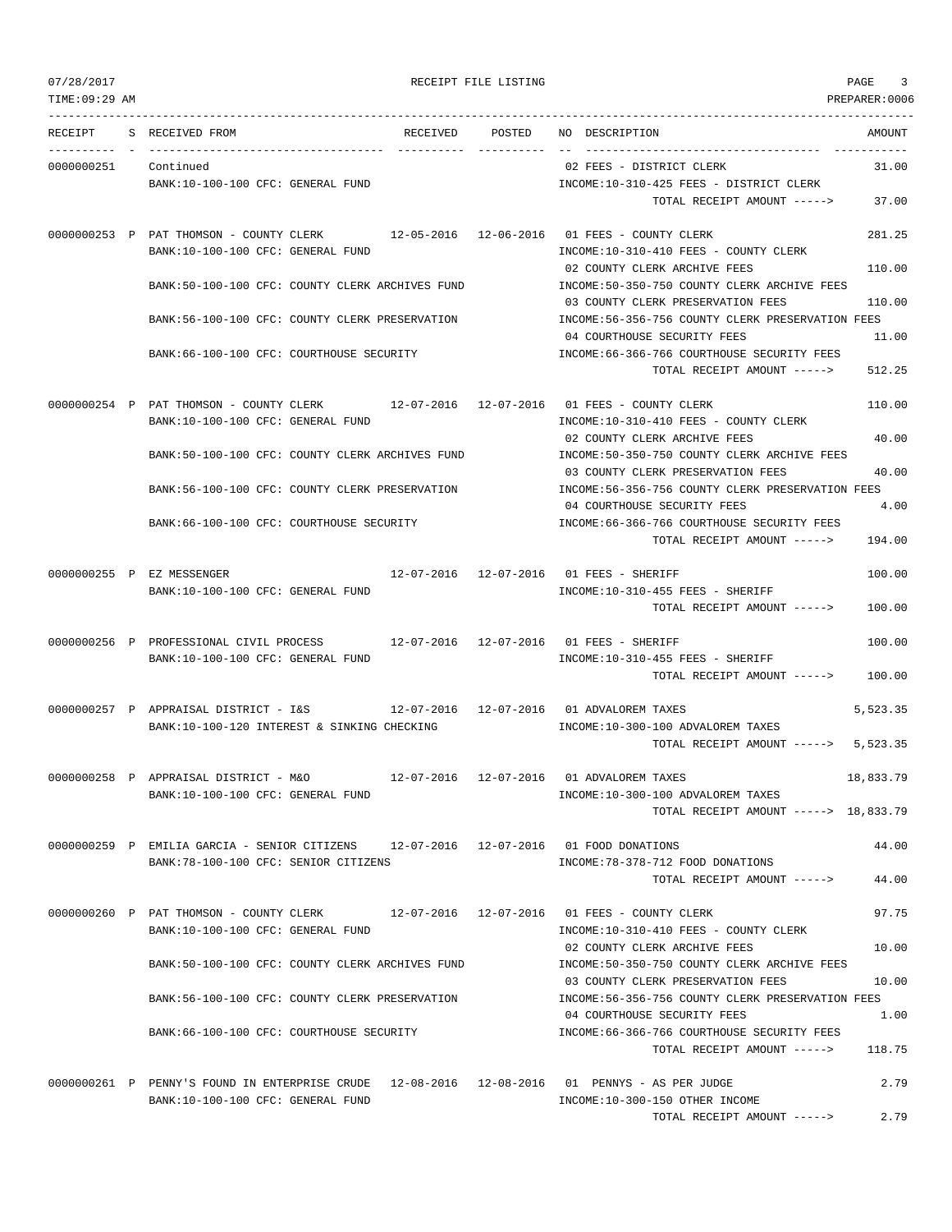07/28/2017 RECEIPT FILE LISTING
TIME:09:29 AM PREPARER:0006

| RECEIPT | S | RECEIVED FROM | RECEIVED | POSTED | NO | DESCRIPTION | AMOUNT |
|---|---|---|---|---|---|---|---|
| 0000000251 | | Continued | | | 02 | FEES - DISTRICT CLERK | 31.00 |
| | | BANK:10-100-100 CFC: GENERAL FUND | | | | INCOME:10-310-425 FEES - DISTRICT CLERK | |
| | | | | | | TOTAL RECEIPT AMOUNT -----> | 37.00 |
| 0000000253 | P | PAT THOMSON - COUNTY CLERK | 12-05-2016 | 12-06-2016 | 01 | FEES - COUNTY CLERK | 281.25 |
| | | BANK:10-100-100 CFC: GENERAL FUND | | | | INCOME:10-310-410 FEES - COUNTY CLERK | |
| | | | | | 02 | COUNTY CLERK ARCHIVE FEES | 110.00 |
| | | BANK:50-100-100 CFC: COUNTY CLERK ARCHIVES FUND | | | | INCOME:50-350-750 COUNTY CLERK ARCHIVE FEES | |
| | | | | | 03 | COUNTY CLERK PRESERVATION FEES | 110.00 |
| | | BANK:56-100-100 CFC: COUNTY CLERK PRESERVATION | | | | INCOME:56-356-756 COUNTY CLERK PRESERVATION FEES | |
| | | | | | 04 | COURTHOUSE SECURITY FEES | 11.00 |
| | | BANK:66-100-100 CFC: COURTHOUSE SECURITY | | | | INCOME:66-366-766 COURTHOUSE SECURITY FEES | |
| | | | | | | TOTAL RECEIPT AMOUNT -----> | 512.25 |
| 0000000254 | P | PAT THOMSON - COUNTY CLERK | 12-07-2016 | 12-07-2016 | 01 | FEES - COUNTY CLERK | 110.00 |
| | | BANK:10-100-100 CFC: GENERAL FUND | | | | INCOME:10-310-410 FEES - COUNTY CLERK | |
| | | | | | 02 | COUNTY CLERK ARCHIVE FEES | 40.00 |
| | | BANK:50-100-100 CFC: COUNTY CLERK ARCHIVES FUND | | | | INCOME:50-350-750 COUNTY CLERK ARCHIVE FEES | |
| | | | | | 03 | COUNTY CLERK PRESERVATION FEES | 40.00 |
| | | BANK:56-100-100 CFC: COUNTY CLERK PRESERVATION | | | | INCOME:56-356-756 COUNTY CLERK PRESERVATION FEES | |
| | | | | | 04 | COURTHOUSE SECURITY FEES | 4.00 |
| | | BANK:66-100-100 CFC: COURTHOUSE SECURITY | | | | INCOME:66-366-766 COURTHOUSE SECURITY FEES | |
| | | | | | | TOTAL RECEIPT AMOUNT -----> | 194.00 |
| 0000000255 | P | EZ MESSENGER | 12-07-2016 | 12-07-2016 | 01 | FEES - SHERIFF | 100.00 |
| | | BANK:10-100-100 CFC: GENERAL FUND | | | | INCOME:10-310-455 FEES - SHERIFF | |
| | | | | | | TOTAL RECEIPT AMOUNT -----> | 100.00 |
| 0000000256 | P | PROFESSIONAL CIVIL PROCESS | 12-07-2016 | 12-07-2016 | 01 | FEES - SHERIFF | 100.00 |
| | | BANK:10-100-100 CFC: GENERAL FUND | | | | INCOME:10-310-455 FEES - SHERIFF | |
| | | | | | | TOTAL RECEIPT AMOUNT -----> | 100.00 |
| 0000000257 | P | APPRAISAL DISTRICT - I&S | 12-07-2016 | 12-07-2016 | 01 | ADVALOREM TAXES | 5,523.35 |
| | | BANK:10-100-120 INTEREST & SINKING CHECKING | | | | INCOME:10-300-100 ADVALOREM TAXES | |
| | | | | | | TOTAL RECEIPT AMOUNT -----> | 5,523.35 |
| 0000000258 | P | APPRAISAL DISTRICT - M&O | 12-07-2016 | 12-07-2016 | 01 | ADVALOREM TAXES | 18,833.79 |
| | | BANK:10-100-100 CFC: GENERAL FUND | | | | INCOME:10-300-100 ADVALOREM TAXES | |
| | | | | | | TOTAL RECEIPT AMOUNT -----> | 18,833.79 |
| 0000000259 | P | EMILIA GARCIA - SENIOR CITIZENS | 12-07-2016 | 12-07-2016 | 01 | FOOD DONATIONS | 44.00 |
| | | BANK:78-100-100 CFC: SENIOR CITIZENS | | | | INCOME:78-378-712 FOOD DONATIONS | |
| | | | | | | TOTAL RECEIPT AMOUNT -----> | 44.00 |
| 0000000260 | P | PAT THOMSON - COUNTY CLERK | 12-07-2016 | 12-07-2016 | 01 | FEES - COUNTY CLERK | 97.75 |
| | | BANK:10-100-100 CFC: GENERAL FUND | | | | INCOME:10-310-410 FEES - COUNTY CLERK | |
| | | | | | 02 | COUNTY CLERK ARCHIVE FEES | 10.00 |
| | | BANK:50-100-100 CFC: COUNTY CLERK ARCHIVES FUND | | | | INCOME:50-350-750 COUNTY CLERK ARCHIVE FEES | |
| | | | | | 03 | COUNTY CLERK PRESERVATION FEES | 10.00 |
| | | BANK:56-100-100 CFC: COUNTY CLERK PRESERVATION | | | | INCOME:56-356-756 COUNTY CLERK PRESERVATION FEES | |
| | | | | | 04 | COURTHOUSE SECURITY FEES | 1.00 |
| | | BANK:66-100-100 CFC: COURTHOUSE SECURITY | | | | INCOME:66-366-766 COURTHOUSE SECURITY FEES | |
| | | | | | | TOTAL RECEIPT AMOUNT -----> | 118.75 |
| 0000000261 | P | PENNY'S FOUND IN ENTERPRISE CRUDE | 12-08-2016 | 12-08-2016 | 01 | PENNYS - AS PER JUDGE | 2.79 |
| | | BANK:10-100-100 CFC: GENERAL FUND | | | | INCOME:10-300-150 OTHER INCOME | |
| | | | | | | TOTAL RECEIPT AMOUNT -----> | 2.79 |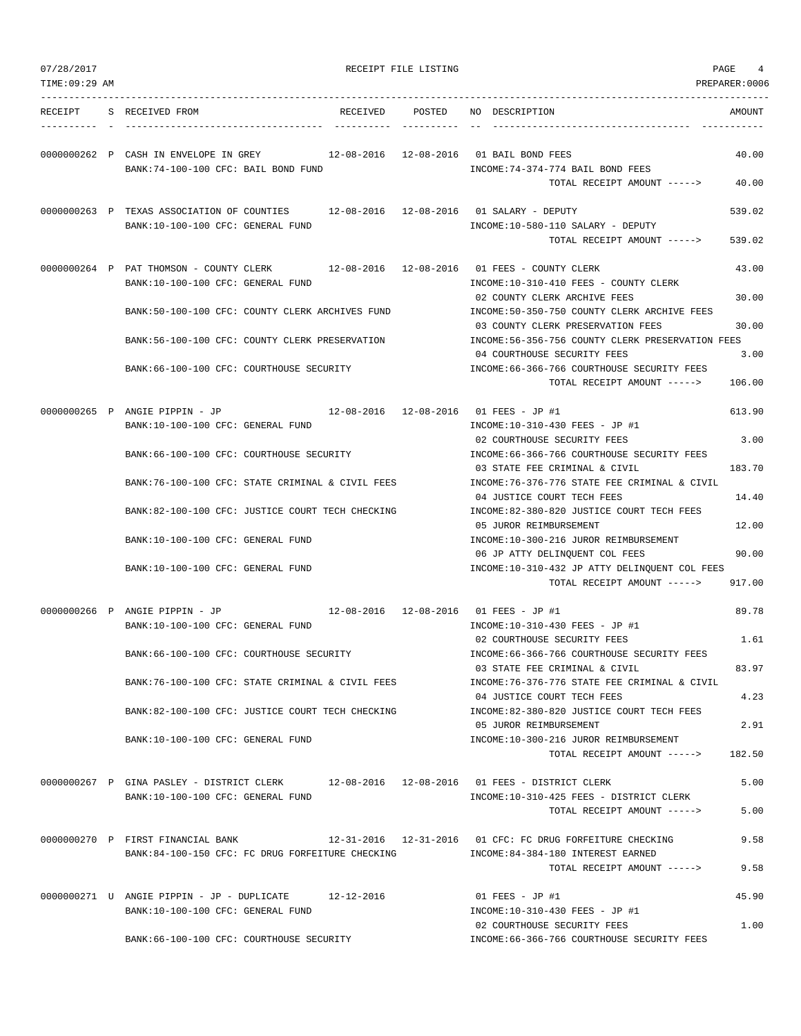| RECEIPT | S | RECEIVED FROM | RECEIVED | POSTED | NO | DESCRIPTION | AMOUNT |
|---|---|---|---|---|---|---|---|
| 0000000262 | P | CASH IN ENVELOPE IN GREY | 12-08-2016 | 12-08-2016 | 01 | BAIL BOND FEES | 40.00 |
| | | BANK:74-100-100 CFC: BAIL BOND FUND | | | | INCOME:74-374-774 BAIL BOND FEES | |
| | | | | | | TOTAL RECEIPT AMOUNT -----> | 40.00 |
| 0000000263 | P | TEXAS ASSOCIATION OF COUNTIES | 12-08-2016 | 12-08-2016 | 01 | SALARY - DEPUTY | 539.02 |
| | | BANK:10-100-100 CFC: GENERAL FUND | | | | INCOME:10-580-110 SALARY - DEPUTY | |
| | | | | | | TOTAL RECEIPT AMOUNT -----> | 539.02 |
| 0000000264 | P | PAT THOMSON - COUNTY CLERK | 12-08-2016 | 12-08-2016 | 01 | FEES - COUNTY CLERK | 43.00 |
| | | BANK:10-100-100 CFC: GENERAL FUND | | | | INCOME:10-310-410 FEES - COUNTY CLERK | |
| | | | | | 02 | COUNTY CLERK ARCHIVE FEES | 30.00 |
| | | BANK:50-100-100 CFC: COUNTY CLERK ARCHIVES FUND | | | | INCOME:50-350-750 COUNTY CLERK ARCHIVE FEES | |
| | | | | | 03 | COUNTY CLERK PRESERVATION FEES | 30.00 |
| | | BANK:56-100-100 CFC: COUNTY CLERK PRESERVATION | | | | INCOME:56-356-756 COUNTY CLERK PRESERVATION FEES | |
| | | | | | 04 | COURTHOUSE SECURITY FEES | 3.00 |
| | | BANK:66-100-100 CFC: COURTHOUSE SECURITY | | | | INCOME:66-366-766 COURTHOUSE SECURITY FEES | |
| | | | | | | TOTAL RECEIPT AMOUNT -----> | 106.00 |
| 0000000265 | P | ANGIE PIPPIN - JP | 12-08-2016 | 12-08-2016 | 01 | FEES - JP #1 | 613.90 |
| | | BANK:10-100-100 CFC: GENERAL FUND | | | | INCOME:10-310-430 FEES - JP #1 | |
| | | | | | 02 | COURTHOUSE SECURITY FEES | 3.00 |
| | | BANK:66-100-100 CFC: COURTHOUSE SECURITY | | | | INCOME:66-366-766 COURTHOUSE SECURITY FEES | |
| | | | | | 03 | STATE FEE CRIMINAL & CIVIL | 183.70 |
| | | BANK:76-100-100 CFC: STATE CRIMINAL & CIVIL FEES | | | | INCOME:76-376-776 STATE FEE CRIMINAL & CIVIL | |
| | | | | | 04 | JUSTICE COURT TECH FEES | 14.40 |
| | | BANK:82-100-100 CFC: JUSTICE COURT TECH CHECKING | | | | INCOME:82-380-820 JUSTICE COURT TECH FEES | |
| | | | | | 05 | JUROR REIMBURSEMENT | 12.00 |
| | | BANK:10-100-100 CFC: GENERAL FUND | | | | INCOME:10-300-216 JUROR REIMBURSEMENT | |
| | | | | | 06 | JP ATTY DELINQUENT COL FEES | 90.00 |
| | | BANK:10-100-100 CFC: GENERAL FUND | | | | INCOME:10-310-432 JP ATTY DELINQUENT COL FEES | |
| | | | | | | TOTAL RECEIPT AMOUNT -----> | 917.00 |
| 0000000266 | P | ANGIE PIPPIN - JP | 12-08-2016 | 12-08-2016 | 01 | FEES - JP #1 | 89.78 |
| | | BANK:10-100-100 CFC: GENERAL FUND | | | | INCOME:10-310-430 FEES - JP #1 | |
| | | | | | 02 | COURTHOUSE SECURITY FEES | 1.61 |
| | | BANK:66-100-100 CFC: COURTHOUSE SECURITY | | | | INCOME:66-366-766 COURTHOUSE SECURITY FEES | |
| | | | | | 03 | STATE FEE CRIMINAL & CIVIL | 83.97 |
| | | BANK:76-100-100 CFC: STATE CRIMINAL & CIVIL FEES | | | | INCOME:76-376-776 STATE FEE CRIMINAL & CIVIL | |
| | | | | | 04 | JUSTICE COURT TECH FEES | 4.23 |
| | | BANK:82-100-100 CFC: JUSTICE COURT TECH CHECKING | | | | INCOME:82-380-820 JUSTICE COURT TECH FEES | |
| | | | | | 05 | JUROR REIMBURSEMENT | 2.91 |
| | | BANK:10-100-100 CFC: GENERAL FUND | | | | INCOME:10-300-216 JUROR REIMBURSEMENT | |
| | | | | | | TOTAL RECEIPT AMOUNT -----> | 182.50 |
| 0000000267 | P | GINA PASLEY - DISTRICT CLERK | 12-08-2016 | 12-08-2016 | 01 | FEES - DISTRICT CLERK | 5.00 |
| | | BANK:10-100-100 CFC: GENERAL FUND | | | | INCOME:10-310-425 FEES - DISTRICT CLERK | |
| | | | | | | TOTAL RECEIPT AMOUNT -----> | 5.00 |
| 0000000270 | P | FIRST FINANCIAL BANK | 12-31-2016 | 12-31-2016 | 01 | CFC: FC DRUG FORFEITURE CHECKING | 9.58 |
| | | BANK:84-100-150 CFC: FC DRUG FORFEITURE CHECKING | | | | INCOME:84-384-180 INTEREST EARNED | |
| | | | | | | TOTAL RECEIPT AMOUNT -----> | 9.58 |
| 0000000271 | U | ANGIE PIPPIN - JP - DUPLICATE | 12-12-2016 | | 01 | FEES - JP #1 | 45.90 |
| | | BANK:10-100-100 CFC: GENERAL FUND | | | | INCOME:10-310-430 FEES - JP #1 | |
| | | | | | 02 | COURTHOUSE SECURITY FEES | 1.00 |
| | | BANK:66-100-100 CFC: COURTHOUSE SECURITY | | | | INCOME:66-366-766 COURTHOUSE SECURITY FEES | |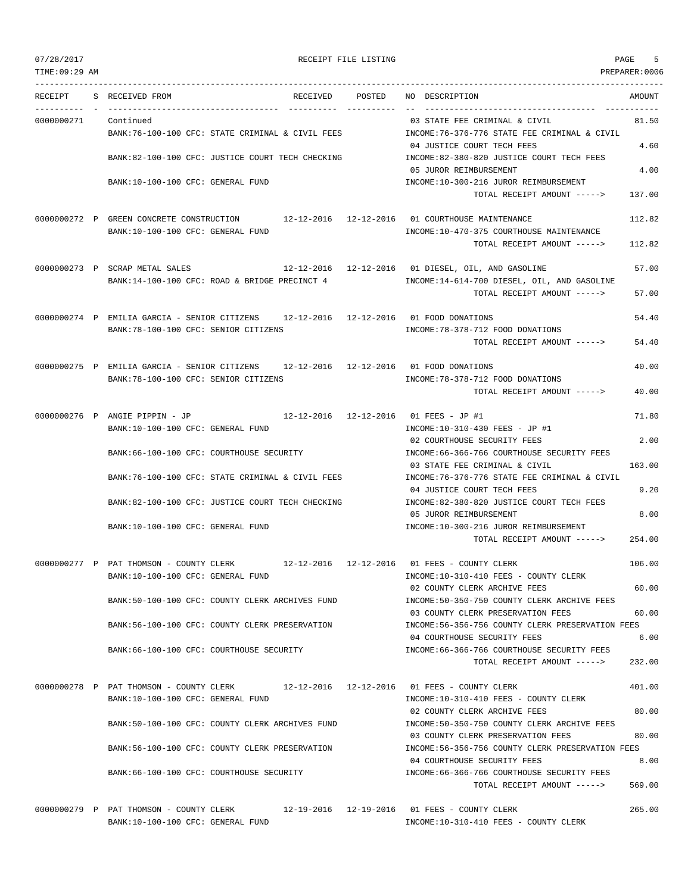RECEIPT FILE LISTING

TIME:09:29 AM — PREPARER:0006

| RECEIPT | S | RECEIVED FROM | RECEIVED | POSTED | NO DESCRIPTION | AMOUNT |
|---|---|---|---|---|---|---|
| 0000000271 | | Continued | | | 03 STATE FEE CRIMINAL & CIVIL | 81.50 |
| | | BANK:76-100-100 CFC: STATE CRIMINAL & CIVIL FEES | | | INCOME:76-376-776 STATE FEE CRIMINAL & CIVIL | |
| | | | | | 04 JUSTICE COURT TECH FEES | 4.60 |
| | | BANK:82-100-100 CFC: JUSTICE COURT TECH CHECKING | | | INCOME:82-380-820 JUSTICE COURT TECH FEES | |
| | | | | | 05 JUROR REIMBURSEMENT | 4.00 |
| | | BANK:10-100-100 CFC: GENERAL FUND | | | INCOME:10-300-216 JUROR REIMBURSEMENT | |
| | | | | | TOTAL RECEIPT AMOUNT -----> | 137.00 |
| 0000000272 | P | GREEN CONCRETE CONSTRUCTION | 12-12-2016 | 12-12-2016 | 01 COURTHOUSE MAINTENANCE | 112.82 |
| | | BANK:10-100-100 CFC: GENERAL FUND | | | INCOME:10-470-375 COURTHOUSE MAINTENANCE | |
| | | | | | TOTAL RECEIPT AMOUNT -----> | 112.82 |
| 0000000273 | P | SCRAP METAL SALES | 12-12-2016 | 12-12-2016 | 01 DIESEL, OIL, AND GASOLINE | 57.00 |
| | | BANK:14-100-100 CFC: ROAD & BRIDGE PRECINCT 4 | | | INCOME:14-614-700 DIESEL, OIL, AND GASOLINE | |
| | | | | | TOTAL RECEIPT AMOUNT -----> | 57.00 |
| 0000000274 | P | EMILIA GARCIA - SENIOR CITIZENS | 12-12-2016 | 12-12-2016 | 01 FOOD DONATIONS | 54.40 |
| | | BANK:78-100-100 CFC: SENIOR CITIZENS | | | INCOME:78-378-712 FOOD DONATIONS | |
| | | | | | TOTAL RECEIPT AMOUNT -----> | 54.40 |
| 0000000275 | P | EMILIA GARCIA - SENIOR CITIZENS | 12-12-2016 | 12-12-2016 | 01 FOOD DONATIONS | 40.00 |
| | | BANK:78-100-100 CFC: SENIOR CITIZENS | | | INCOME:78-378-712 FOOD DONATIONS | |
| | | | | | TOTAL RECEIPT AMOUNT -----> | 40.00 |
| 0000000276 | P | ANGIE PIPPIN - JP | 12-12-2016 | 12-12-2016 | 01 FEES - JP #1 | 71.80 |
| | | BANK:10-100-100 CFC: GENERAL FUND | | | INCOME:10-310-430 FEES - JP #1 | |
| | | | | | 02 COURTHOUSE SECURITY FEES | 2.00 |
| | | BANK:66-100-100 CFC: COURTHOUSE SECURITY | | | INCOME:66-366-766 COURTHOUSE SECURITY FEES | |
| | | | | | 03 STATE FEE CRIMINAL & CIVIL | 163.00 |
| | | BANK:76-100-100 CFC: STATE CRIMINAL & CIVIL FEES | | | INCOME:76-376-776 STATE FEE CRIMINAL & CIVIL | |
| | | | | | 04 JUSTICE COURT TECH FEES | 9.20 |
| | | BANK:82-100-100 CFC: JUSTICE COURT TECH CHECKING | | | INCOME:82-380-820 JUSTICE COURT TECH FEES | |
| | | | | | 05 JUROR REIMBURSEMENT | 8.00 |
| | | BANK:10-100-100 CFC: GENERAL FUND | | | INCOME:10-300-216 JUROR REIMBURSEMENT | |
| | | | | | TOTAL RECEIPT AMOUNT -----> | 254.00 |
| 0000000277 | P | PAT THOMSON - COUNTY CLERK | 12-12-2016 | 12-12-2016 | 01 FEES - COUNTY CLERK | 106.00 |
| | | BANK:10-100-100 CFC: GENERAL FUND | | | INCOME:10-310-410 FEES - COUNTY CLERK | |
| | | | | | 02 COUNTY CLERK ARCHIVE FEES | 60.00 |
| | | BANK:50-100-100 CFC: COUNTY CLERK ARCHIVES FUND | | | INCOME:50-350-750 COUNTY CLERK ARCHIVE FEES | |
| | | | | | 03 COUNTY CLERK PRESERVATION FEES | 60.00 |
| | | BANK:56-100-100 CFC: COUNTY CLERK PRESERVATION | | | INCOME:56-356-756 COUNTY CLERK PRESERVATION FEES | |
| | | | | | 04 COURTHOUSE SECURITY FEES | 6.00 |
| | | BANK:66-100-100 CFC: COURTHOUSE SECURITY | | | INCOME:66-366-766 COURTHOUSE SECURITY FEES | |
| | | | | | TOTAL RECEIPT AMOUNT -----> | 232.00 |
| 0000000278 | P | PAT THOMSON - COUNTY CLERK | 12-12-2016 | 12-12-2016 | 01 FEES - COUNTY CLERK | 401.00 |
| | | BANK:10-100-100 CFC: GENERAL FUND | | | INCOME:10-310-410 FEES - COUNTY CLERK | |
| | | | | | 02 COUNTY CLERK ARCHIVE FEES | 80.00 |
| | | BANK:50-100-100 CFC: COUNTY CLERK ARCHIVES FUND | | | INCOME:50-350-750 COUNTY CLERK ARCHIVE FEES | |
| | | | | | 03 COUNTY CLERK PRESERVATION FEES | 80.00 |
| | | BANK:56-100-100 CFC: COUNTY CLERK PRESERVATION | | | INCOME:56-356-756 COUNTY CLERK PRESERVATION FEES | |
| | | | | | 04 COURTHOUSE SECURITY FEES | 8.00 |
| | | BANK:66-100-100 CFC: COURTHOUSE SECURITY | | | INCOME:66-366-766 COURTHOUSE SECURITY FEES | |
| | | | | | TOTAL RECEIPT AMOUNT -----> | 569.00 |
| 0000000279 | P | PAT THOMSON - COUNTY CLERK | 12-19-2016 | 12-19-2016 | 01 FEES - COUNTY CLERK | 265.00 |
| | | BANK:10-100-100 CFC: GENERAL FUND | | | INCOME:10-310-410 FEES - COUNTY CLERK | |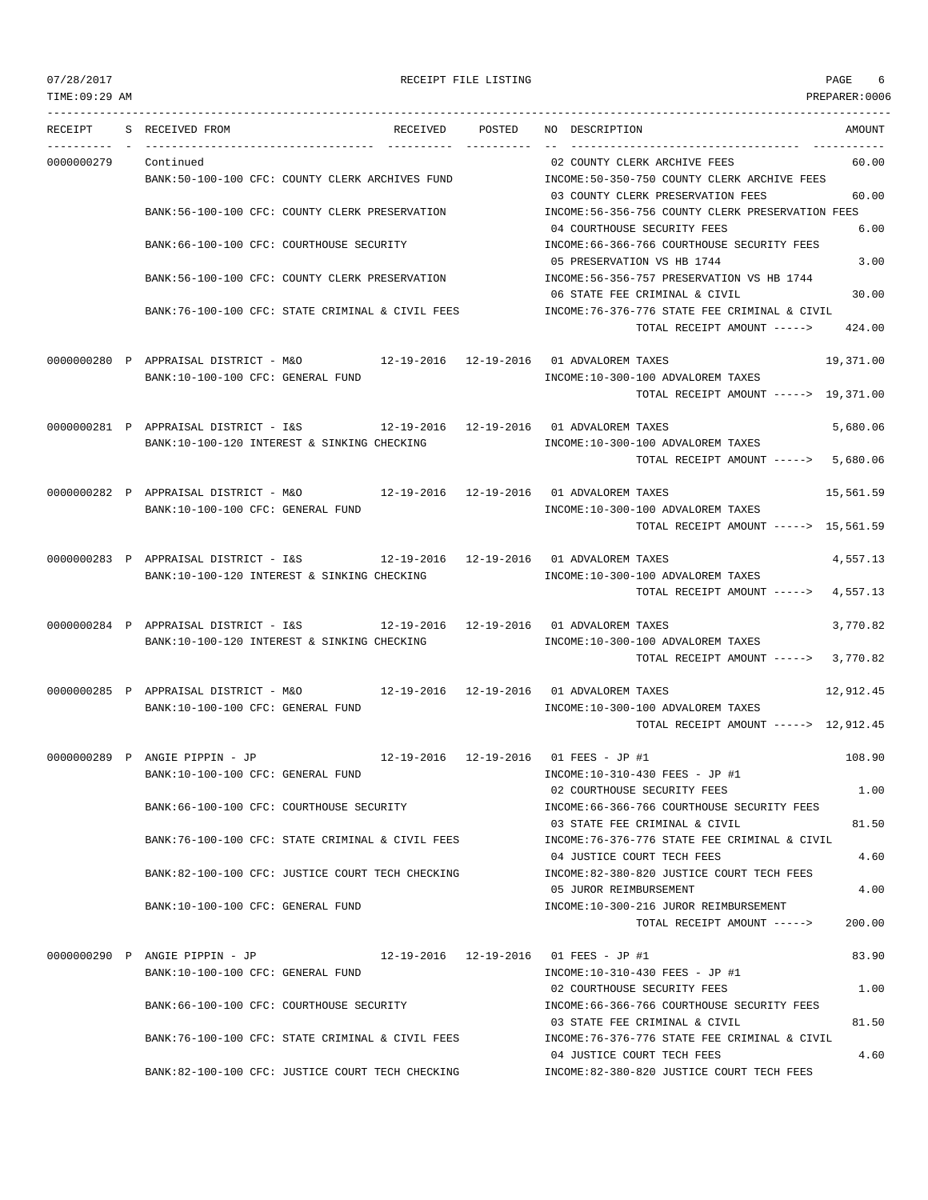RECEIPT FILE LISTING

| RECEIPT | S | RECEIVED FROM | RECEIVED | POSTED | NO | DESCRIPTION | AMOUNT |
|---|---|---|---|---|---|---|---|
| 0000000279 | | Continued | | | 02 | COUNTY CLERK ARCHIVE FEES | 60.00 |
| | | BANK:50-100-100 CFC: COUNTY CLERK ARCHIVES FUND | | | | INCOME:50-350-750 COUNTY CLERK ARCHIVE FEES | |
| | | | | | 03 | COUNTY CLERK PRESERVATION FEES | 60.00 |
| | | BANK:56-100-100 CFC: COUNTY CLERK PRESERVATION | | | | INCOME:56-356-756 COUNTY CLERK PRESERVATION FEES | |
| | | | | | 04 | COURTHOUSE SECURITY FEES | 6.00 |
| | | BANK:66-100-100 CFC: COURTHOUSE SECURITY | | | | INCOME:66-366-766 COURTHOUSE SECURITY FEES | |
| | | | | | 05 | PRESERVATION VS HB 1744 | 3.00 |
| | | BANK:56-100-100 CFC: COUNTY CLERK PRESERVATION | | | | INCOME:56-356-757 PRESERVATION VS HB 1744 | |
| | | | | | 06 | STATE FEE CRIMINAL & CIVIL | 30.00 |
| | | BANK:76-100-100 CFC: STATE CRIMINAL & CIVIL FEES | | | | INCOME:76-376-776 STATE FEE CRIMINAL & CIVIL | |
| | | | | | | TOTAL RECEIPT AMOUNT -----> | 424.00 |
| 0000000280 | P | APPRAISAL DISTRICT - M&O | 12-19-2016 | 12-19-2016 | 01 | ADVALOREM TAXES | 19,371.00 |
| | | BANK:10-100-100 CFC: GENERAL FUND | | | | INCOME:10-300-100 ADVALOREM TAXES | |
| | | | | | | TOTAL RECEIPT AMOUNT -----> | 19,371.00 |
| 0000000281 | P | APPRAISAL DISTRICT - I&S | 12-19-2016 | 12-19-2016 | 01 | ADVALOREM TAXES | 5,680.06 |
| | | BANK:10-100-120 INTEREST & SINKING CHECKING | | | | INCOME:10-300-100 ADVALOREM TAXES | |
| | | | | | | TOTAL RECEIPT AMOUNT -----> | 5,680.06 |
| 0000000282 | P | APPRAISAL DISTRICT - M&O | 12-19-2016 | 12-19-2016 | 01 | ADVALOREM TAXES | 15,561.59 |
| | | BANK:10-100-100 CFC: GENERAL FUND | | | | INCOME:10-300-100 ADVALOREM TAXES | |
| | | | | | | TOTAL RECEIPT AMOUNT -----> | 15,561.59 |
| 0000000283 | P | APPRAISAL DISTRICT - I&S | 12-19-2016 | 12-19-2016 | 01 | ADVALOREM TAXES | 4,557.13 |
| | | BANK:10-100-120 INTEREST & SINKING CHECKING | | | | INCOME:10-300-100 ADVALOREM TAXES | |
| | | | | | | TOTAL RECEIPT AMOUNT -----> | 4,557.13 |
| 0000000284 | P | APPRAISAL DISTRICT - I&S | 12-19-2016 | 12-19-2016 | 01 | ADVALOREM TAXES | 3,770.82 |
| | | BANK:10-100-120 INTEREST & SINKING CHECKING | | | | INCOME:10-300-100 ADVALOREM TAXES | |
| | | | | | | TOTAL RECEIPT AMOUNT -----> | 3,770.82 |
| 0000000285 | P | APPRAISAL DISTRICT - M&O | 12-19-2016 | 12-19-2016 | 01 | ADVALOREM TAXES | 12,912.45 |
| | | BANK:10-100-100 CFC: GENERAL FUND | | | | INCOME:10-300-100 ADVALOREM TAXES | |
| | | | | | | TOTAL RECEIPT AMOUNT -----> | 12,912.45 |
| 0000000289 | P | ANGIE PIPPIN - JP | 12-19-2016 | 12-19-2016 | 01 | FEES - JP #1 | 108.90 |
| | | BANK:10-100-100 CFC: GENERAL FUND | | | | INCOME:10-310-430 FEES - JP #1 | |
| | | | | | 02 | COURTHOUSE SECURITY FEES | 1.00 |
| | | BANK:66-100-100 CFC: COURTHOUSE SECURITY | | | | INCOME:66-366-766 COURTHOUSE SECURITY FEES | |
| | | | | | 03 | STATE FEE CRIMINAL & CIVIL | 81.50 |
| | | BANK:76-100-100 CFC: STATE CRIMINAL & CIVIL FEES | | | | INCOME:76-376-776 STATE FEE CRIMINAL & CIVIL | |
| | | | | | 04 | JUSTICE COURT TECH FEES | 4.60 |
| | | BANK:82-100-100 CFC: JUSTICE COURT TECH CHECKING | | | | INCOME:82-380-820 JUSTICE COURT TECH FEES | |
| | | | | | 05 | JUROR REIMBURSEMENT | 4.00 |
| | | BANK:10-100-100 CFC: GENERAL FUND | | | | INCOME:10-300-216 JUROR REIMBURSEMENT | |
| | | | | | | TOTAL RECEIPT AMOUNT -----> | 200.00 |
| 0000000290 | P | ANGIE PIPPIN - JP | 12-19-2016 | 12-19-2016 | 01 | FEES - JP #1 | 83.90 |
| | | BANK:10-100-100 CFC: GENERAL FUND | | | | INCOME:10-310-430 FEES - JP #1 | |
| | | | | | 02 | COURTHOUSE SECURITY FEES | 1.00 |
| | | BANK:66-100-100 CFC: COURTHOUSE SECURITY | | | | INCOME:66-366-766 COURTHOUSE SECURITY FEES | |
| | | | | | 03 | STATE FEE CRIMINAL & CIVIL | 81.50 |
| | | BANK:76-100-100 CFC: STATE CRIMINAL & CIVIL FEES | | | | INCOME:76-376-776 STATE FEE CRIMINAL & CIVIL | |
| | | | | | 04 | JUSTICE COURT TECH FEES | 4.60 |
| | | BANK:82-100-100 CFC: JUSTICE COURT TECH CHECKING | | | | INCOME:82-380-820 JUSTICE COURT TECH FEES | |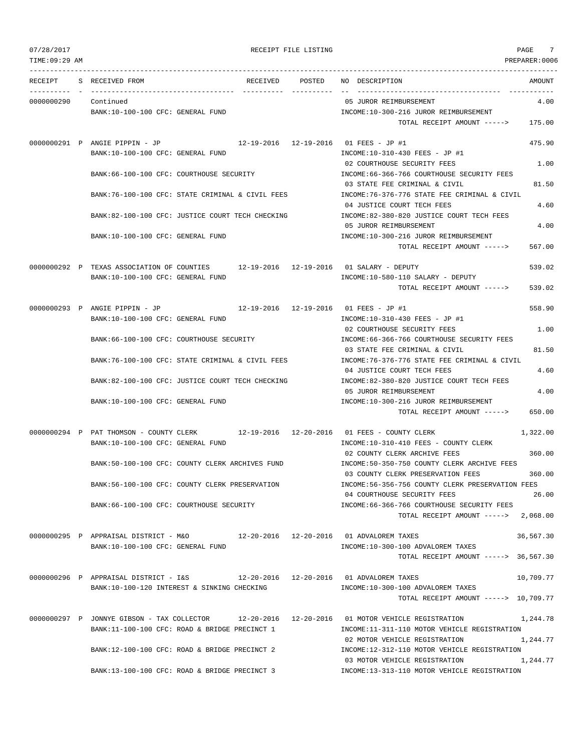RECEIPT FILE LISTING

07/28/2017
TIME:09:29 AM
PREPARER:0006

| RECEIPT | S | RECEIVED FROM | RECEIVED | POSTED | NO | DESCRIPTION | AMOUNT |
|---|---|---|---|---|---|---|---|
| 0000000290 | | Continued | | | 05 | JUROR REIMBURSEMENT | 4.00 |
| | | BANK:10-100-100 CFC: GENERAL FUND | | | | INCOME:10-300-216 JUROR REIMBURSEMENT | |
| | | | | | | TOTAL RECEIPT AMOUNT -----> | 175.00 |
| 0000000291 | P | ANGIE PIPPIN - JP | 12-19-2016 | 12-19-2016 | 01 | FEES - JP #1 | 475.90 |
| | | BANK:10-100-100 CFC: GENERAL FUND | | | | INCOME:10-310-430 FEES - JP #1 | |
| | | | | | 02 | COURTHOUSE SECURITY FEES | 1.00 |
| | | BANK:66-100-100 CFC: COURTHOUSE SECURITY | | | | INCOME:66-366-766 COURTHOUSE SECURITY FEES | |
| | | | | | 03 | STATE FEE CRIMINAL & CIVIL | 81.50 |
| | | BANK:76-100-100 CFC: STATE CRIMINAL & CIVIL FEES | | | | INCOME:76-376-776 STATE FEE CRIMINAL & CIVIL | |
| | | | | | 04 | JUSTICE COURT TECH FEES | 4.60 |
| | | BANK:82-100-100 CFC: JUSTICE COURT TECH CHECKING | | | | INCOME:82-380-820 JUSTICE COURT TECH FEES | |
| | | | | | 05 | JUROR REIMBURSEMENT | 4.00 |
| | | BANK:10-100-100 CFC: GENERAL FUND | | | | INCOME:10-300-216 JUROR REIMBURSEMENT | |
| | | | | | | TOTAL RECEIPT AMOUNT -----> | 567.00 |
| 0000000292 | P | TEXAS ASSOCIATION OF COUNTIES | 12-19-2016 | 12-19-2016 | 01 | SALARY - DEPUTY | 539.02 |
| | | BANK:10-100-100 CFC: GENERAL FUND | | | | INCOME:10-580-110 SALARY - DEPUTY | |
| | | | | | | TOTAL RECEIPT AMOUNT -----> | 539.02 |
| 0000000293 | P | ANGIE PIPPIN - JP | 12-19-2016 | 12-19-2016 | 01 | FEES - JP #1 | 558.90 |
| | | BANK:10-100-100 CFC: GENERAL FUND | | | | INCOME:10-310-430 FEES - JP #1 | |
| | | | | | 02 | COURTHOUSE SECURITY FEES | 1.00 |
| | | BANK:66-100-100 CFC: COURTHOUSE SECURITY | | | | INCOME:66-366-766 COURTHOUSE SECURITY FEES | |
| | | | | | 03 | STATE FEE CRIMINAL & CIVIL | 81.50 |
| | | BANK:76-100-100 CFC: STATE CRIMINAL & CIVIL FEES | | | | INCOME:76-376-776 STATE FEE CRIMINAL & CIVIL | |
| | | | | | 04 | JUSTICE COURT TECH FEES | 4.60 |
| | | BANK:82-100-100 CFC: JUSTICE COURT TECH CHECKING | | | | INCOME:82-380-820 JUSTICE COURT TECH FEES | |
| | | | | | 05 | JUROR REIMBURSEMENT | 4.00 |
| | | BANK:10-100-100 CFC: GENERAL FUND | | | | INCOME:10-300-216 JUROR REIMBURSEMENT | |
| | | | | | | TOTAL RECEIPT AMOUNT -----> | 650.00 |
| 0000000294 | P | PAT THOMSON - COUNTY CLERK | 12-19-2016 | 12-20-2016 | 01 | FEES - COUNTY CLERK | 1,322.00 |
| | | BANK:10-100-100 CFC: GENERAL FUND | | | | INCOME:10-310-410 FEES - COUNTY CLERK | |
| | | | | | 02 | COUNTY CLERK ARCHIVE FEES | 360.00 |
| | | BANK:50-100-100 CFC: COUNTY CLERK ARCHIVES FUND | | | | INCOME:50-350-750 COUNTY CLERK ARCHIVE FEES | |
| | | | | | 03 | COUNTY CLERK PRESERVATION FEES | 360.00 |
| | | BANK:56-100-100 CFC: COUNTY CLERK PRESERVATION | | | | INCOME:56-356-756 COUNTY CLERK PRESERVATION FEES | |
| | | | | | 04 | COURTHOUSE SECURITY FEES | 26.00 |
| | | BANK:66-100-100 CFC: COURTHOUSE SECURITY | | | | INCOME:66-366-766 COURTHOUSE SECURITY FEES | |
| | | | | | | TOTAL RECEIPT AMOUNT -----> | 2,068.00 |
| 0000000295 | P | APPRAISAL DISTRICT - M&O | 12-20-2016 | 12-20-2016 | 01 | ADVALOREM TAXES | 36,567.30 |
| | | BANK:10-100-100 CFC: GENERAL FUND | | | | INCOME:10-300-100 ADVALOREM TAXES | |
| | | | | | | TOTAL RECEIPT AMOUNT -----> | 36,567.30 |
| 0000000296 | P | APPRAISAL DISTRICT - I&S | 12-20-2016 | 12-20-2016 | 01 | ADVALOREM TAXES | 10,709.77 |
| | | BANK:10-100-120 INTEREST & SINKING CHECKING | | | | INCOME:10-300-100 ADVALOREM TAXES | |
| | | | | | | TOTAL RECEIPT AMOUNT -----> | 10,709.77 |
| 0000000297 | P | JONNYE GIBSON - TAX COLLECTOR | 12-20-2016 | 12-20-2016 | 01 | MOTOR VEHICLE REGISTRATION | 1,244.78 |
| | | BANK:11-100-100 CFC: ROAD & BRIDGE PRECINCT 1 | | | | INCOME:11-311-110 MOTOR VEHICLE REGISTRATION | |
| | | | | | 02 | MOTOR VEHICLE REGISTRATION | 1,244.77 |
| | | BANK:12-100-100 CFC: ROAD & BRIDGE PRECINCT 2 | | | | INCOME:12-312-110 MOTOR VEHICLE REGISTRATION | |
| | | | | | 03 | MOTOR VEHICLE REGISTRATION | 1,244.77 |
| | | BANK:13-100-100 CFC: ROAD & BRIDGE PRECINCT 3 | | | | INCOME:13-313-110 MOTOR VEHICLE REGISTRATION | |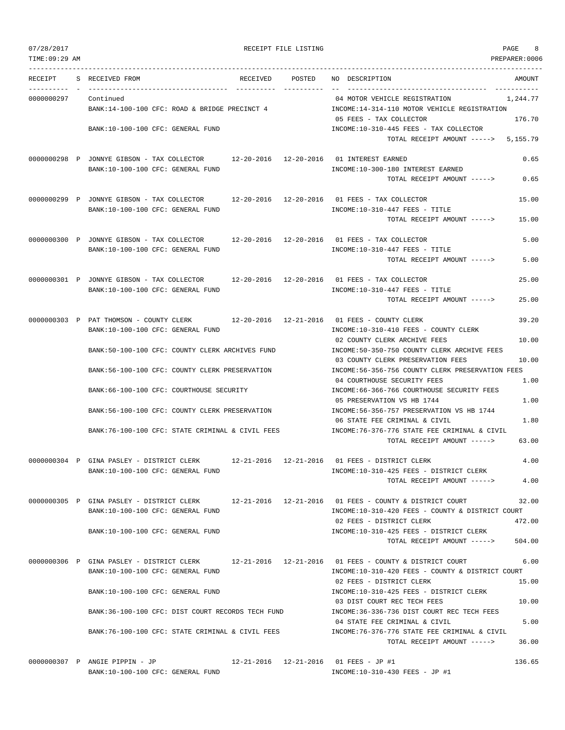07/28/2017 RECEIPT FILE LISTING PAGE 8

TIME:09:29 AM PREPARER:0006

| RECEIPT | S | RECEIVED FROM | RECEIVED | POSTED | NO | DESCRIPTION | AMOUNT |
|---|---|---|---|---|---|---|---|
| 0000000297 | | Continued | | | 04 | MOTOR VEHICLE REGISTRATION | 1,244.77 |
| | | BANK:14-100-100 CFC: ROAD & BRIDGE PRECINCT 4 | | | | INCOME:14-314-110 MOTOR VEHICLE REGISTRATION | |
| | | | | | 05 | FEES - TAX COLLECTOR | 176.70 |
| | | BANK:10-100-100 CFC: GENERAL FUND | | | | INCOME:10-310-445 FEES - TAX COLLECTOR | |
| | | | | | | TOTAL RECEIPT AMOUNT -----> | 5,155.79 |
| 0000000298 | P | JONNYE GIBSON - TAX COLLECTOR | 12-20-2016 | 12-20-2016 | 01 | INTEREST EARNED | 0.65 |
| | | BANK:10-100-100 CFC: GENERAL FUND | | | | INCOME:10-300-180 INTEREST EARNED | |
| | | | | | | TOTAL RECEIPT AMOUNT -----> | 0.65 |
| 0000000299 | P | JONNYE GIBSON - TAX COLLECTOR | 12-20-2016 | 12-20-2016 | 01 | FEES - TAX COLLECTOR | 15.00 |
| | | BANK:10-100-100 CFC: GENERAL FUND | | | | INCOME:10-310-447 FEES - TITLE | |
| | | | | | | TOTAL RECEIPT AMOUNT -----> | 15.00 |
| 0000000300 | P | JONNYE GIBSON - TAX COLLECTOR | 12-20-2016 | 12-20-2016 | 01 | FEES - TAX COLLECTOR | 5.00 |
| | | BANK:10-100-100 CFC: GENERAL FUND | | | | INCOME:10-310-447 FEES - TITLE | |
| | | | | | | TOTAL RECEIPT AMOUNT -----> | 5.00 |
| 0000000301 | P | JONNYE GIBSON - TAX COLLECTOR | 12-20-2016 | 12-20-2016 | 01 | FEES - TAX COLLECTOR | 25.00 |
| | | BANK:10-100-100 CFC: GENERAL FUND | | | | INCOME:10-310-447 FEES - TITLE | |
| | | | | | | TOTAL RECEIPT AMOUNT -----> | 25.00 |
| 0000000303 | P | PAT THOMSON - COUNTY CLERK | 12-20-2016 | 12-21-2016 | 01 | FEES - COUNTY CLERK | 39.20 |
| | | BANK:10-100-100 CFC: GENERAL FUND | | | | INCOME:10-310-410 FEES - COUNTY CLERK | |
| | | | | | 02 | COUNTY CLERK ARCHIVE FEES | 10.00 |
| | | BANK:50-100-100 CFC: COUNTY CLERK ARCHIVES FUND | | | | INCOME:50-350-750 COUNTY CLERK ARCHIVE FEES | |
| | | | | | 03 | COUNTY CLERK PRESERVATION FEES | 10.00 |
| | | BANK:56-100-100 CFC: COUNTY CLERK PRESERVATION | | | | INCOME:56-356-756 COUNTY CLERK PRESERVATION FEES | |
| | | | | | 04 | COURTHOUSE SECURITY FEES | 1.00 |
| | | BANK:66-100-100 CFC: COURTHOUSE SECURITY | | | | INCOME:66-366-766 COURTHOUSE SECURITY FEES | |
| | | | | | 05 | PRESERVATION VS HB 1744 | 1.00 |
| | | BANK:56-100-100 CFC: COUNTY CLERK PRESERVATION | | | | INCOME:56-356-757 PRESERVATION VS HB 1744 | |
| | | | | | 06 | STATE FEE CRIMINAL & CIVIL | 1.80 |
| | | BANK:76-100-100 CFC: STATE CRIMINAL & CIVIL FEES | | | | INCOME:76-376-776 STATE FEE CRIMINAL & CIVIL | |
| | | | | | | TOTAL RECEIPT AMOUNT -----> | 63.00 |
| 0000000304 | P | GINA PASLEY - DISTRICT CLERK | 12-21-2016 | 12-21-2016 | 01 | FEES - DISTRICT CLERK | 4.00 |
| | | BANK:10-100-100 CFC: GENERAL FUND | | | | INCOME:10-310-425 FEES - DISTRICT CLERK | |
| | | | | | | TOTAL RECEIPT AMOUNT -----> | 4.00 |
| 0000000305 | P | GINA PASLEY - DISTRICT CLERK | 12-21-2016 | 12-21-2016 | 01 | FEES - COUNTY & DISTRICT COURT | 32.00 |
| | | BANK:10-100-100 CFC: GENERAL FUND | | | | INCOME:10-310-420 FEES - COUNTY & DISTRICT COURT | |
| | | | | | 02 | FEES - DISTRICT CLERK | 472.00 |
| | | BANK:10-100-100 CFC: GENERAL FUND | | | | INCOME:10-310-425 FEES - DISTRICT CLERK | |
| | | | | | | TOTAL RECEIPT AMOUNT -----> | 504.00 |
| 0000000306 | P | GINA PASLEY - DISTRICT CLERK | 12-21-2016 | 12-21-2016 | 01 | FEES - COUNTY & DISTRICT COURT | 6.00 |
| | | BANK:10-100-100 CFC: GENERAL FUND | | | | INCOME:10-310-420 FEES - COUNTY & DISTRICT COURT | |
| | | | | | 02 | FEES - DISTRICT CLERK | 15.00 |
| | | BANK:10-100-100 CFC: GENERAL FUND | | | | INCOME:10-310-425 FEES - DISTRICT CLERK | |
| | | | | | 03 | DIST COURT REC TECH FEES | 10.00 |
| | | BANK:36-100-100 CFC: DIST COURT RECORDS TECH FUND | | | | INCOME:36-336-736 DIST COURT REC TECH FEES | |
| | | | | | 04 | STATE FEE CRIMINAL & CIVIL | 5.00 |
| | | BANK:76-100-100 CFC: STATE CRIMINAL & CIVIL FEES | | | | INCOME:76-376-776 STATE FEE CRIMINAL & CIVIL | |
| | | | | | | TOTAL RECEIPT AMOUNT -----> | 36.00 |
| 0000000307 | P | ANGIE PIPPIN - JP | 12-21-2016 | 12-21-2016 | 01 | FEES - JP #1 | 136.65 |
| | | BANK:10-100-100 CFC: GENERAL FUND | | | | INCOME:10-310-430 FEES - JP #1 | |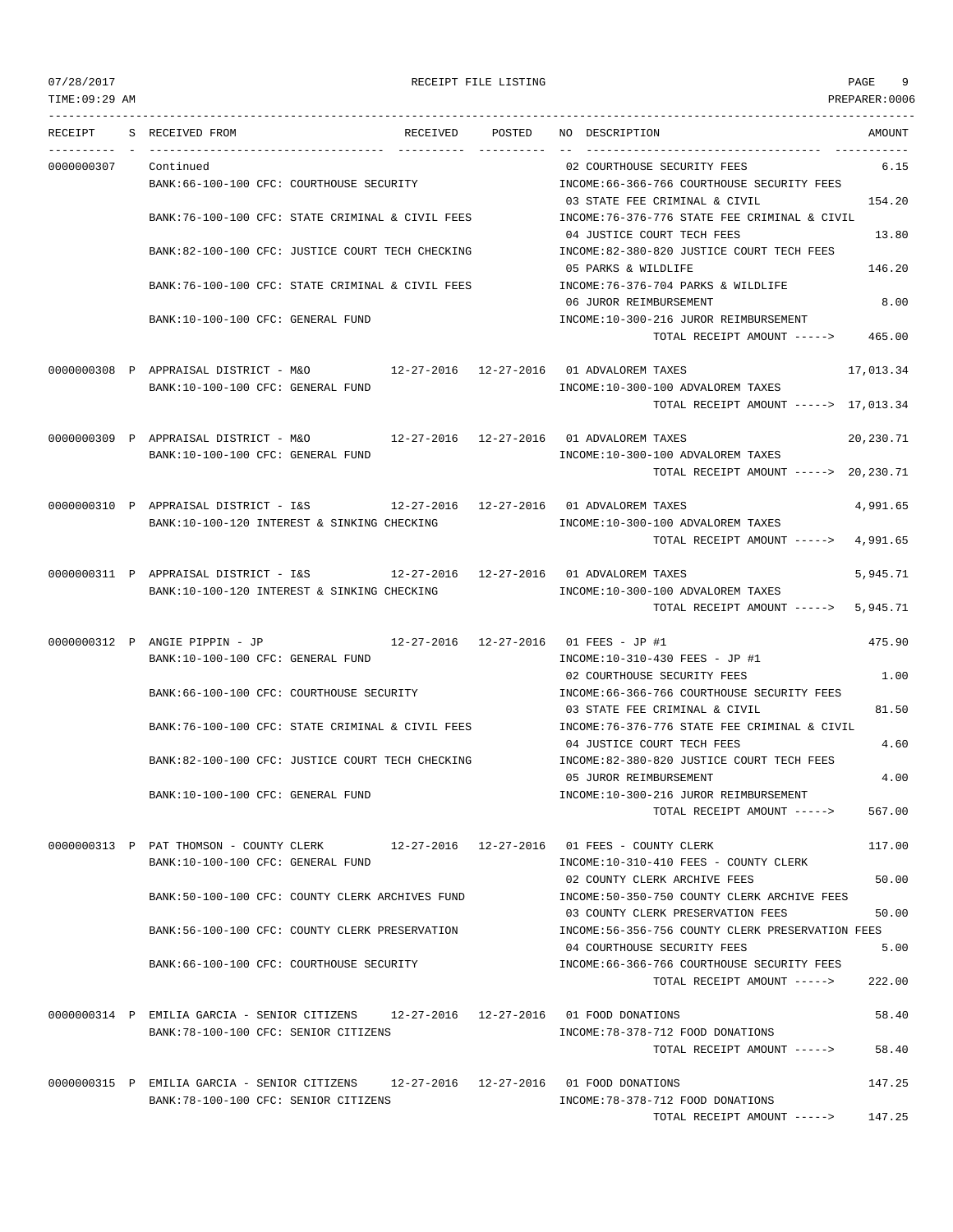07/28/2017 RECEIPT FILE LISTING PAGE 9
TIME:09:29 AM PREPARER:0006

| RECEIPT | S | RECEIVED FROM | RECEIVED | POSTED | NO | DESCRIPTION | AMOUNT |
|---|---|---|---|---|---|---|---|
| 0000000307 | | Continued | | | 02 | COURTHOUSE SECURITY FEES | 6.15 |
| | | BANK:66-100-100 CFC: COURTHOUSE SECURITY | | | | INCOME:66-366-766 COURTHOUSE SECURITY FEES | |
| | | | | | 03 | STATE FEE CRIMINAL & CIVIL | 154.20 |
| | | BANK:76-100-100 CFC: STATE CRIMINAL & CIVIL FEES | | | | INCOME:76-376-776 STATE FEE CRIMINAL & CIVIL | |
| | | | | | 04 | JUSTICE COURT TECH FEES | 13.80 |
| | | BANK:82-100-100 CFC: JUSTICE COURT TECH CHECKING | | | | INCOME:82-380-820 JUSTICE COURT TECH FEES | |
| | | | | | 05 | PARKS & WILDLIFE | 146.20 |
| | | BANK:76-100-100 CFC: STATE CRIMINAL & CIVIL FEES | | | | INCOME:76-376-704 PARKS & WILDLIFE | |
| | | | | | 06 | JUROR REIMBURSEMENT | 8.00 |
| | | BANK:10-100-100 CFC: GENERAL FUND | | | | INCOME:10-300-216 JUROR REIMBURSEMENT | |
| | | | | | | TOTAL RECEIPT AMOUNT -----> | 465.00 |
| 0000000308 | P | APPRAISAL DISTRICT - M&O | 12-27-2016 | 12-27-2016 | 01 | ADVALOREM TAXES | 17,013.34 |
| | | BANK:10-100-100 CFC: GENERAL FUND | | | | INCOME:10-300-100 ADVALOREM TAXES | |
| | | | | | | TOTAL RECEIPT AMOUNT -----> | 17,013.34 |
| 0000000309 | P | APPRAISAL DISTRICT - M&O | 12-27-2016 | 12-27-2016 | 01 | ADVALOREM TAXES | 20,230.71 |
| | | BANK:10-100-100 CFC: GENERAL FUND | | | | INCOME:10-300-100 ADVALOREM TAXES | |
| | | | | | | TOTAL RECEIPT AMOUNT -----> | 20,230.71 |
| 0000000310 | P | APPRAISAL DISTRICT - I&S | 12-27-2016 | 12-27-2016 | 01 | ADVALOREM TAXES | 4,991.65 |
| | | BANK:10-100-120 INTEREST & SINKING CHECKING | | | | INCOME:10-300-100 ADVALOREM TAXES | |
| | | | | | | TOTAL RECEIPT AMOUNT -----> | 4,991.65 |
| 0000000311 | P | APPRAISAL DISTRICT - I&S | 12-27-2016 | 12-27-2016 | 01 | ADVALOREM TAXES | 5,945.71 |
| | | BANK:10-100-120 INTEREST & SINKING CHECKING | | | | INCOME:10-300-100 ADVALOREM TAXES | |
| | | | | | | TOTAL RECEIPT AMOUNT -----> | 5,945.71 |
| 0000000312 | P | ANGIE PIPPIN - JP | 12-27-2016 | 12-27-2016 | 01 | FEES - JP #1 | 475.90 |
| | | BANK:10-100-100 CFC: GENERAL FUND | | | | INCOME:10-310-430 FEES - JP #1 | |
| | | | | | 02 | COURTHOUSE SECURITY FEES | 1.00 |
| | | BANK:66-100-100 CFC: COURTHOUSE SECURITY | | | | INCOME:66-366-766 COURTHOUSE SECURITY FEES | |
| | | | | | 03 | STATE FEE CRIMINAL & CIVIL | 81.50 |
| | | BANK:76-100-100 CFC: STATE CRIMINAL & CIVIL FEES | | | | INCOME:76-376-776 STATE FEE CRIMINAL & CIVIL | |
| | | | | | 04 | JUSTICE COURT TECH FEES | 4.60 |
| | | BANK:82-100-100 CFC: JUSTICE COURT TECH CHECKING | | | | INCOME:82-380-820 JUSTICE COURT TECH FEES | |
| | | | | | 05 | JUROR REIMBURSEMENT | 4.00 |
| | | BANK:10-100-100 CFC: GENERAL FUND | | | | INCOME:10-300-216 JUROR REIMBURSEMENT | |
| | | | | | | TOTAL RECEIPT AMOUNT -----> | 567.00 |
| 0000000313 | P | PAT THOMSON - COUNTY CLERK | 12-27-2016 | 12-27-2016 | 01 | FEES - COUNTY CLERK | 117.00 |
| | | BANK:10-100-100 CFC: GENERAL FUND | | | | INCOME:10-310-410 FEES - COUNTY CLERK | |
| | | | | | 02 | COUNTY CLERK ARCHIVE FEES | 50.00 |
| | | BANK:50-100-100 CFC: COUNTY CLERK ARCHIVES FUND | | | | INCOME:50-350-750 COUNTY CLERK ARCHIVE FEES | |
| | | | | | 03 | COUNTY CLERK PRESERVATION FEES | 50.00 |
| | | BANK:56-100-100 CFC: COUNTY CLERK PRESERVATION | | | | INCOME:56-356-756 COUNTY CLERK PRESERVATION FEES | |
| | | | | | 04 | COURTHOUSE SECURITY FEES | 5.00 |
| | | BANK:66-100-100 CFC: COURTHOUSE SECURITY | | | | INCOME:66-366-766 COURTHOUSE SECURITY FEES | |
| | | | | | | TOTAL RECEIPT AMOUNT -----> | 222.00 |
| 0000000314 | P | EMILIA GARCIA - SENIOR CITIZENS | 12-27-2016 | 12-27-2016 | 01 | FOOD DONATIONS | 58.40 |
| | | BANK:78-100-100 CFC: SENIOR CITIZENS | | | | INCOME:78-378-712 FOOD DONATIONS | |
| | | | | | | TOTAL RECEIPT AMOUNT -----> | 58.40 |
| 0000000315 | P | EMILIA GARCIA - SENIOR CITIZENS | 12-27-2016 | 12-27-2016 | 01 | FOOD DONATIONS | 147.25 |
| | | BANK:78-100-100 CFC: SENIOR CITIZENS | | | | INCOME:78-378-712 FOOD DONATIONS | |
| | | | | | | TOTAL RECEIPT AMOUNT -----> | 147.25 |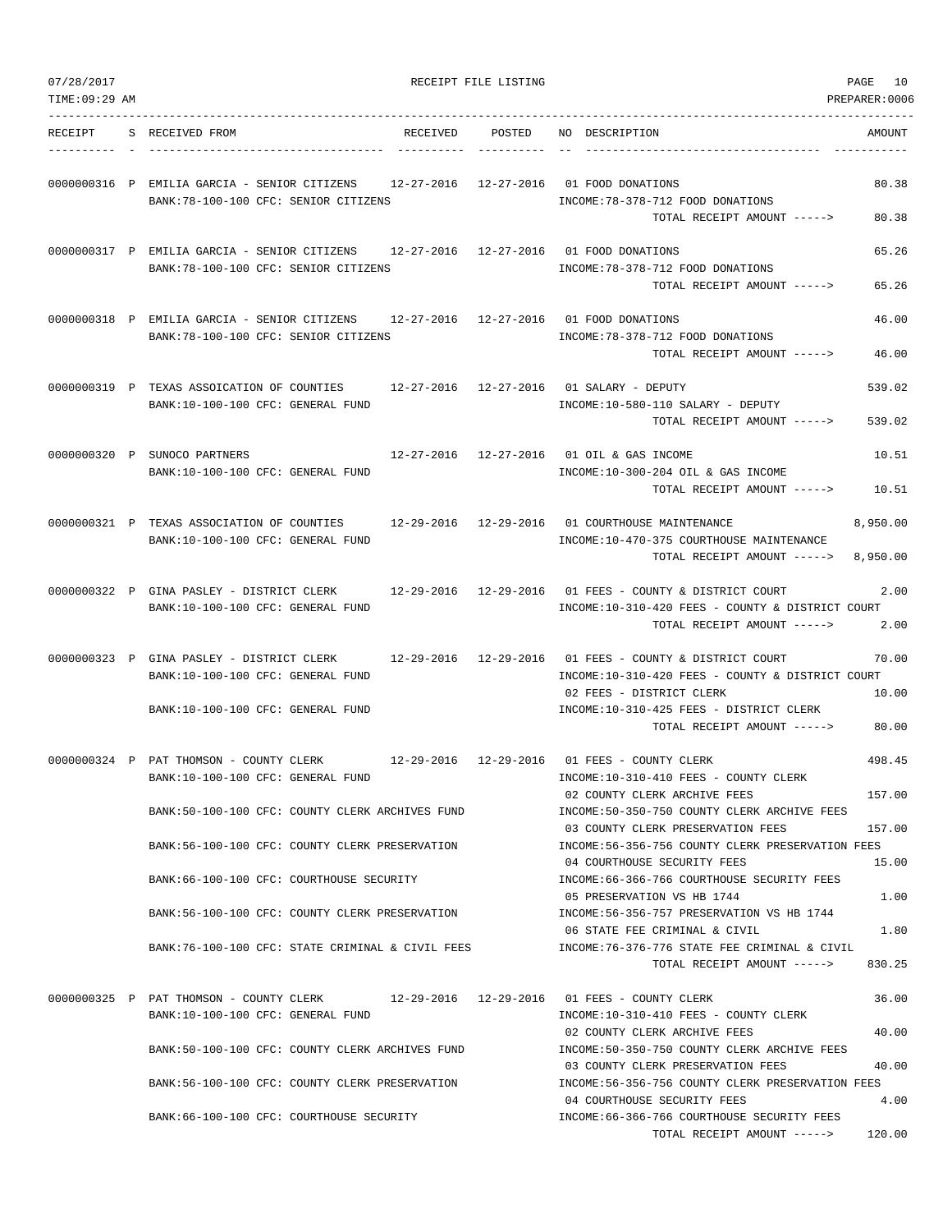RECEIPT FILE LISTING

| RECEIPT | S | RECEIVED FROM | RECEIVED | POSTED | NO | DESCRIPTION | AMOUNT |
|---|---|---|---|---|---|---|---|
| 0000000316 | P | EMILIA GARCIA - SENIOR CITIZENS | 12-27-2016 | 12-27-2016 | 01 | FOOD DONATIONS | 80.38 |
| | | BANK:78-100-100 CFC: SENIOR CITIZENS | | | | INCOME:78-378-712 FOOD DONATIONS | |
| | | | | | | TOTAL RECEIPT AMOUNT -----> | 80.38 |
| 0000000317 | P | EMILIA GARCIA - SENIOR CITIZENS | 12-27-2016 | 12-27-2016 | 01 | FOOD DONATIONS | 65.26 |
| | | BANK:78-100-100 CFC: SENIOR CITIZENS | | | | INCOME:78-378-712 FOOD DONATIONS | |
| | | | | | | TOTAL RECEIPT AMOUNT -----> | 65.26 |
| 0000000318 | P | EMILIA GARCIA - SENIOR CITIZENS | 12-27-2016 | 12-27-2016 | 01 | FOOD DONATIONS | 46.00 |
| | | BANK:78-100-100 CFC: SENIOR CITIZENS | | | | INCOME:78-378-712 FOOD DONATIONS | |
| | | | | | | TOTAL RECEIPT AMOUNT -----> | 46.00 |
| 0000000319 | P | TEXAS ASSOICATION OF COUNTIES | 12-27-2016 | 12-27-2016 | 01 | SALARY - DEPUTY | 539.02 |
| | | BANK:10-100-100 CFC: GENERAL FUND | | | | INCOME:10-580-110 SALARY - DEPUTY | |
| | | | | | | TOTAL RECEIPT AMOUNT -----> | 539.02 |
| 0000000320 | P | SUNOCO PARTNERS | 12-27-2016 | 12-27-2016 | 01 | OIL & GAS INCOME | 10.51 |
| | | BANK:10-100-100 CFC: GENERAL FUND | | | | INCOME:10-300-204 OIL & GAS INCOME | |
| | | | | | | TOTAL RECEIPT AMOUNT -----> | 10.51 |
| 0000000321 | P | TEXAS ASSOCIATION OF COUNTIES | 12-29-2016 | 12-29-2016 | 01 | COURTHOUSE MAINTENANCE | 8,950.00 |
| | | BANK:10-100-100 CFC: GENERAL FUND | | | | INCOME:10-470-375 COURTHOUSE MAINTENANCE | |
| | | | | | | TOTAL RECEIPT AMOUNT -----> | 8,950.00 |
| 0000000322 | P | GINA PASLEY - DISTRICT CLERK | 12-29-2016 | 12-29-2016 | 01 | FEES - COUNTY & DISTRICT COURT | 2.00 |
| | | BANK:10-100-100 CFC: GENERAL FUND | | | | INCOME:10-310-420 FEES - COUNTY & DISTRICT COURT | |
| | | | | | | TOTAL RECEIPT AMOUNT -----> | 2.00 |
| 0000000323 | P | GINA PASLEY - DISTRICT CLERK | 12-29-2016 | 12-29-2016 | 01 | FEES - COUNTY & DISTRICT COURT | 70.00 |
| | | BANK:10-100-100 CFC: GENERAL FUND | | | | INCOME:10-310-420 FEES - COUNTY & DISTRICT COURT | |
| | | | | | 02 | FEES - DISTRICT CLERK | 10.00 |
| | | BANK:10-100-100 CFC: GENERAL FUND | | | | INCOME:10-310-425 FEES - DISTRICT CLERK | |
| | | | | | | TOTAL RECEIPT AMOUNT -----> | 80.00 |
| 0000000324 | P | PAT THOMSON - COUNTY CLERK | 12-29-2016 | 12-29-2016 | 01 | FEES - COUNTY CLERK | 498.45 |
| | | BANK:10-100-100 CFC: GENERAL FUND | | | | INCOME:10-310-410 FEES - COUNTY CLERK | |
| | | | | | 02 | COUNTY CLERK ARCHIVE FEES | 157.00 |
| | | BANK:50-100-100 CFC: COUNTY CLERK ARCHIVES FUND | | | | INCOME:50-350-750 COUNTY CLERK ARCHIVE FEES | |
| | | | | | 03 | COUNTY CLERK PRESERVATION FEES | 157.00 |
| | | BANK:56-100-100 CFC: COUNTY CLERK PRESERVATION | | | | INCOME:56-356-756 COUNTY CLERK PRESERVATION FEES | |
| | | | | | 04 | COURTHOUSE SECURITY FEES | 15.00 |
| | | BANK:66-100-100 CFC: COURTHOUSE SECURITY | | | | INCOME:66-366-766 COURTHOUSE SECURITY FEES | |
| | | | | | 05 | PRESERVATION VS HB 1744 | 1.00 |
| | | BANK:56-100-100 CFC: COUNTY CLERK PRESERVATION | | | | INCOME:56-356-757 PRESERVATION VS HB 1744 | |
| | | | | | 06 | STATE FEE CRIMINAL & CIVIL | 1.80 |
| | | BANK:76-100-100 CFC: STATE CRIMINAL & CIVIL FEES | | | | INCOME:76-376-776 STATE FEE CRIMINAL & CIVIL | |
| | | | | | | TOTAL RECEIPT AMOUNT -----> | 830.25 |
| 0000000325 | P | PAT THOMSON - COUNTY CLERK | 12-29-2016 | 12-29-2016 | 01 | FEES - COUNTY CLERK | 36.00 |
| | | BANK:10-100-100 CFC: GENERAL FUND | | | | INCOME:10-310-410 FEES - COUNTY CLERK | |
| | | | | | 02 | COUNTY CLERK ARCHIVE FEES | 40.00 |
| | | BANK:50-100-100 CFC: COUNTY CLERK ARCHIVES FUND | | | | INCOME:50-350-750 COUNTY CLERK ARCHIVE FEES | |
| | | | | | 03 | COUNTY CLERK PRESERVATION FEES | 40.00 |
| | | BANK:56-100-100 CFC: COUNTY CLERK PRESERVATION | | | | INCOME:56-356-756 COUNTY CLERK PRESERVATION FEES | |
| | | | | | 04 | COURTHOUSE SECURITY FEES | 4.00 |
| | | BANK:66-100-100 CFC: COURTHOUSE SECURITY | | | | INCOME:66-366-766 COURTHOUSE SECURITY FEES | |
| | | | | | | TOTAL RECEIPT AMOUNT -----> | 120.00 |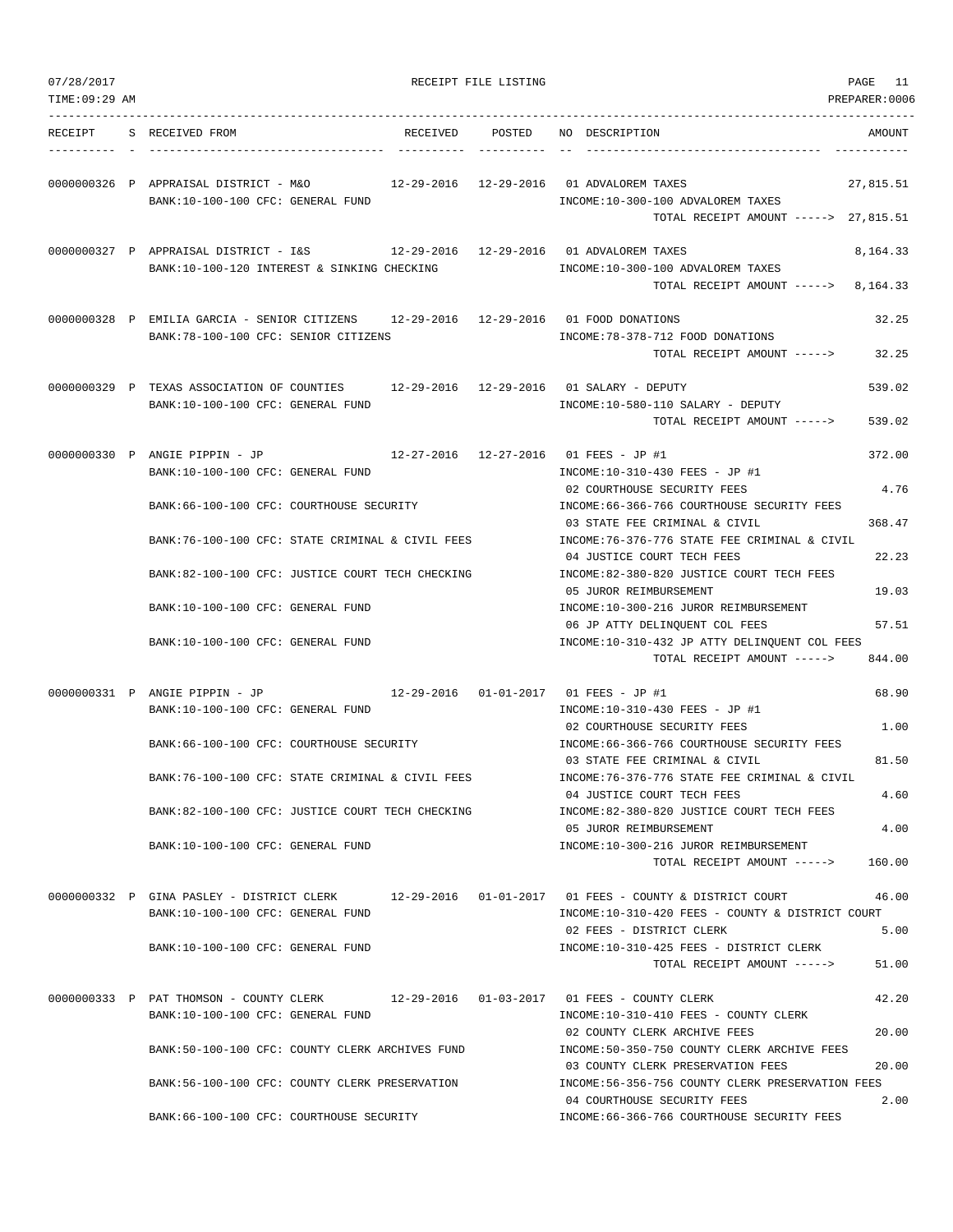07/28/2017 RECEIPT FILE LISTING PAGE 11
TIME:09:29 AM PREPARER:0006

| RECEIPT | S | RECEIVED FROM | RECEIVED | POSTED | NO | DESCRIPTION | AMOUNT |
|---|---|---|---|---|---|---|---|
| 0000000326 | P | APPRAISAL DISTRICT - M&O | 12-29-2016 | 12-29-2016 | 01 | ADVALOREM TAXES | 27,815.51 |
| | | BANK:10-100-100 CFC: GENERAL FUND | | | | INCOME:10-300-100 ADVALOREM TAXES | |
| | | | | | | TOTAL RECEIPT AMOUNT -----> | 27,815.51 |
| 0000000327 | P | APPRAISAL DISTRICT - I&S | 12-29-2016 | 12-29-2016 | 01 | ADVALOREM TAXES | 8,164.33 |
| | | BANK:10-100-120 INTEREST & SINKING CHECKING | | | | INCOME:10-300-100 ADVALOREM TAXES | |
| | | | | | | TOTAL RECEIPT AMOUNT -----> | 8,164.33 |
| 0000000328 | P | EMILIA GARCIA - SENIOR CITIZENS | 12-29-2016 | 12-29-2016 | 01 | FOOD DONATIONS | 32.25 |
| | | BANK:78-100-100 CFC: SENIOR CITIZENS | | | | INCOME:78-378-712 FOOD DONATIONS | |
| | | | | | | TOTAL RECEIPT AMOUNT -----> | 32.25 |
| 0000000329 | P | TEXAS ASSOCIATION OF COUNTIES | 12-29-2016 | 12-29-2016 | 01 | SALARY - DEPUTY | 539.02 |
| | | BANK:10-100-100 CFC: GENERAL FUND | | | | INCOME:10-580-110 SALARY - DEPUTY | |
| | | | | | | TOTAL RECEIPT AMOUNT -----> | 539.02 |
| 0000000330 | P | ANGIE PIPPIN - JP | 12-27-2016 | 12-27-2016 | 01 | FEES - JP #1 | 372.00 |
| | | BANK:10-100-100 CFC: GENERAL FUND | | | | INCOME:10-310-430 FEES - JP #1 | |
| | | | | | 02 | COURTHOUSE SECURITY FEES | 4.76 |
| | | BANK:66-100-100 CFC: COURTHOUSE SECURITY | | | | INCOME:66-366-766 COURTHOUSE SECURITY FEES | |
| | | | | | 03 | STATE FEE CRIMINAL & CIVIL | 368.47 |
| | | BANK:76-100-100 CFC: STATE CRIMINAL & CIVIL FEES | | | | INCOME:76-376-776 STATE FEE CRIMINAL & CIVIL | |
| | | | | | 04 | JUSTICE COURT TECH FEES | 22.23 |
| | | BANK:82-100-100 CFC: JUSTICE COURT TECH CHECKING | | | | INCOME:82-380-820 JUSTICE COURT TECH FEES | |
| | | | | | 05 | JUROR REIMBURSEMENT | 19.03 |
| | | BANK:10-100-100 CFC: GENERAL FUND | | | | INCOME:10-300-216 JUROR REIMBURSEMENT | |
| | | | | | 06 | JP ATTY DELINQUENT COL FEES | 57.51 |
| | | BANK:10-100-100 CFC: GENERAL FUND | | | | INCOME:10-310-432 JP ATTY DELINQUENT COL FEES | |
| | | | | | | TOTAL RECEIPT AMOUNT -----> | 844.00 |
| 0000000331 | P | ANGIE PIPPIN - JP | 12-29-2016 | 01-01-2017 | 01 | FEES - JP #1 | 68.90 |
| | | BANK:10-100-100 CFC: GENERAL FUND | | | | INCOME:10-310-430 FEES - JP #1 | |
| | | | | | 02 | COURTHOUSE SECURITY FEES | 1.00 |
| | | BANK:66-100-100 CFC: COURTHOUSE SECURITY | | | | INCOME:66-366-766 COURTHOUSE SECURITY FEES | |
| | | | | | 03 | STATE FEE CRIMINAL & CIVIL | 81.50 |
| | | BANK:76-100-100 CFC: STATE CRIMINAL & CIVIL FEES | | | | INCOME:76-376-776 STATE FEE CRIMINAL & CIVIL | |
| | | | | | 04 | JUSTICE COURT TECH FEES | 4.60 |
| | | BANK:82-100-100 CFC: JUSTICE COURT TECH CHECKING | | | | INCOME:82-380-820 JUSTICE COURT TECH FEES | |
| | | | | | 05 | JUROR REIMBURSEMENT | 4.00 |
| | | BANK:10-100-100 CFC: GENERAL FUND | | | | INCOME:10-300-216 JUROR REIMBURSEMENT | |
| | | | | | | TOTAL RECEIPT AMOUNT -----> | 160.00 |
| 0000000332 | P | GINA PASLEY - DISTRICT CLERK | 12-29-2016 | 01-01-2017 | 01 | FEES - COUNTY & DISTRICT COURT | 46.00 |
| | | BANK:10-100-100 CFC: GENERAL FUND | | | | INCOME:10-310-420 FEES - COUNTY & DISTRICT COURT | |
| | | | | | 02 | FEES - DISTRICT CLERK | 5.00 |
| | | BANK:10-100-100 CFC: GENERAL FUND | | | | INCOME:10-310-425 FEES - DISTRICT CLERK | |
| | | | | | | TOTAL RECEIPT AMOUNT -----> | 51.00 |
| 0000000333 | P | PAT THOMSON - COUNTY CLERK | 12-29-2016 | 01-03-2017 | 01 | FEES - COUNTY CLERK | 42.20 |
| | | BANK:10-100-100 CFC: GENERAL FUND | | | | INCOME:10-310-410 FEES - COUNTY CLERK | |
| | | | | | 02 | COUNTY CLERK ARCHIVE FEES | 20.00 |
| | | BANK:50-100-100 CFC: COUNTY CLERK ARCHIVES FUND | | | | INCOME:50-350-750 COUNTY CLERK ARCHIVE FEES | |
| | | | | | 03 | COUNTY CLERK PRESERVATION FEES | 20.00 |
| | | BANK:56-100-100 CFC: COUNTY CLERK PRESERVATION | | | | INCOME:56-356-756 COUNTY CLERK PRESERVATION FEES | |
| | | | | | 04 | COURTHOUSE SECURITY FEES | 2.00 |
| | | BANK:66-100-100 CFC: COURTHOUSE SECURITY | | | | INCOME:66-366-766 COURTHOUSE SECURITY FEES | |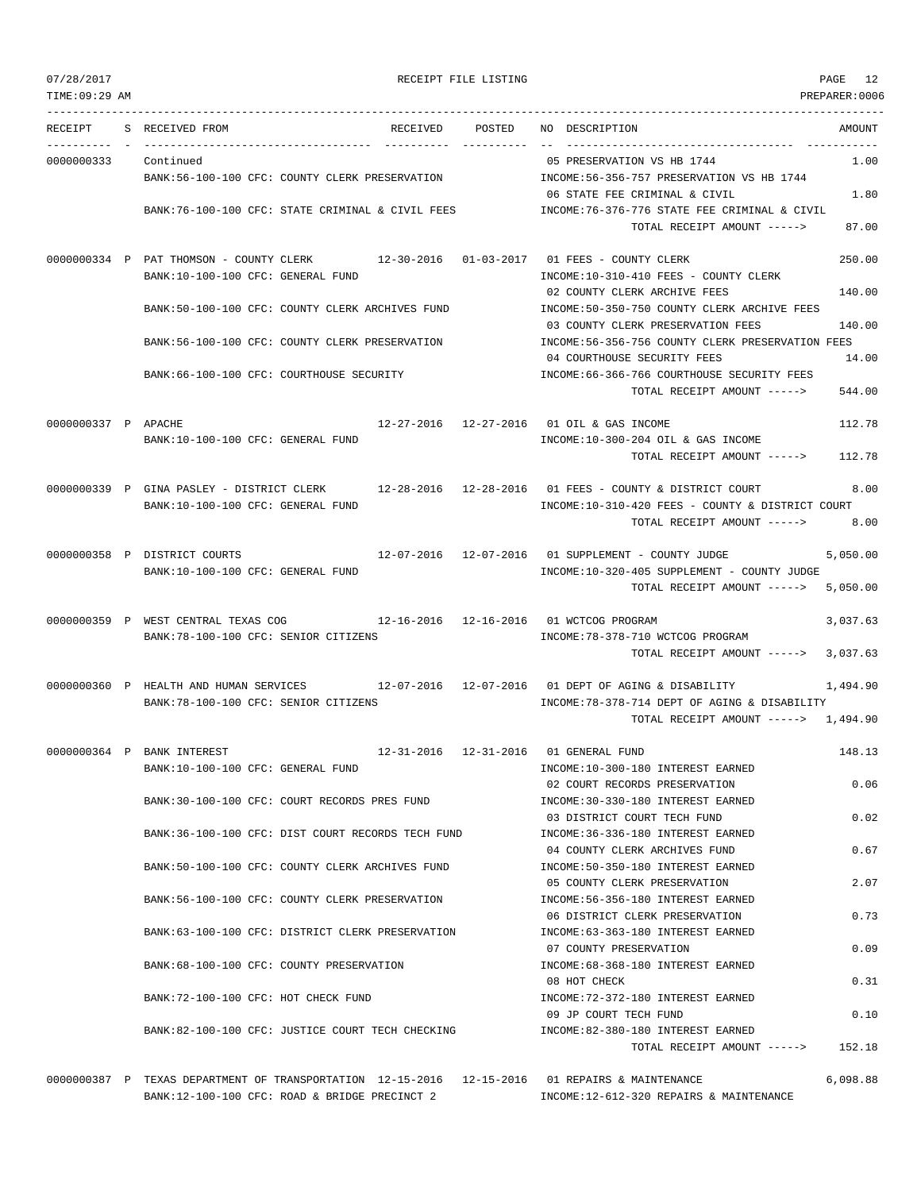07/28/2017 RECEIPT FILE LISTING
TIME:09:29 AM PREPARER:0006

| RECEIPT | S | RECEIVED FROM | RECEIVED | POSTED | NO DESCRIPTION | AMOUNT |
|---|---|---|---|---|---|---|
| 0000000333 | | Continued | | | 05 PRESERVATION VS HB 1744 | 1.00 |
| | | BANK:56-100-100 CFC: COUNTY CLERK PRESERVATION | | | INCOME:56-356-757 PRESERVATION VS HB 1744 | |
| | | | | | 06 STATE FEE CRIMINAL & CIVIL | 1.80 |
| | | BANK:76-100-100 CFC: STATE CRIMINAL & CIVIL FEES | | | INCOME:76-376-776 STATE FEE CRIMINAL & CIVIL | |
| | | | | | TOTAL RECEIPT AMOUNT -----> | 87.00 |
| 0000000334 | P | PAT THOMSON - COUNTY CLERK | 12-30-2016 | 01-03-2017 | 01 FEES - COUNTY CLERK | 250.00 |
| | | BANK:10-100-100 CFC: GENERAL FUND | | | INCOME:10-310-410 FEES - COUNTY CLERK | |
| | | | | | 02 COUNTY CLERK ARCHIVE FEES | 140.00 |
| | | BANK:50-100-100 CFC: COUNTY CLERK ARCHIVES FUND | | | INCOME:50-350-750 COUNTY CLERK ARCHIVE FEES | |
| | | | | | 03 COUNTY CLERK PRESERVATION FEES | 140.00 |
| | | BANK:56-100-100 CFC: COUNTY CLERK PRESERVATION | | | INCOME:56-356-756 COUNTY CLERK PRESERVATION FEES | |
| | | | | | 04 COURTHOUSE SECURITY FEES | 14.00 |
| | | BANK:66-100-100 CFC: COURTHOUSE SECURITY | | | INCOME:66-366-766 COURTHOUSE SECURITY FEES | |
| | | | | | TOTAL RECEIPT AMOUNT -----> | 544.00 |
| 0000000337 | P | APACHE | 12-27-2016 | 12-27-2016 | 01 OIL & GAS INCOME | 112.78 |
| | | BANK:10-100-100 CFC: GENERAL FUND | | | INCOME:10-300-204 OIL & GAS INCOME | |
| | | | | | TOTAL RECEIPT AMOUNT -----> | 112.78 |
| 0000000339 | P | GINA PASLEY - DISTRICT CLERK | 12-28-2016 | 12-28-2016 | 01 FEES - COUNTY & DISTRICT COURT | 8.00 |
| | | BANK:10-100-100 CFC: GENERAL FUND | | | INCOME:10-310-420 FEES - COUNTY & DISTRICT COURT | |
| | | | | | TOTAL RECEIPT AMOUNT -----> | 8.00 |
| 0000000358 | P | DISTRICT COURTS | 12-07-2016 | 12-07-2016 | 01 SUPPLEMENT - COUNTY JUDGE | 5,050.00 |
| | | BANK:10-100-100 CFC: GENERAL FUND | | | INCOME:10-320-405 SUPPLEMENT - COUNTY JUDGE | |
| | | | | | TOTAL RECEIPT AMOUNT -----> | 5,050.00 |
| 0000000359 | P | WEST CENTRAL TEXAS COG | 12-16-2016 | 12-16-2016 | 01 WCTCOG PROGRAM | 3,037.63 |
| | | BANK:78-100-100 CFC: SENIOR CITIZENS | | | INCOME:78-378-710 WCTCOG PROGRAM | |
| | | | | | TOTAL RECEIPT AMOUNT -----> | 3,037.63 |
| 0000000360 | P | HEALTH AND HUMAN SERVICES | 12-07-2016 | 12-07-2016 | 01 DEPT OF AGING & DISABILITY | 1,494.90 |
| | | BANK:78-100-100 CFC: SENIOR CITIZENS | | | INCOME:78-378-714 DEPT OF AGING & DISABILITY | |
| | | | | | TOTAL RECEIPT AMOUNT -----> | 1,494.90 |
| 0000000364 | P | BANK INTEREST | 12-31-2016 | 12-31-2016 | 01 GENERAL FUND | 148.13 |
| | | BANK:10-100-100 CFC: GENERAL FUND | | | INCOME:10-300-180 INTEREST EARNED | |
| | | | | | 02 COURT RECORDS PRESERVATION | 0.06 |
| | | BANK:30-100-100 CFC: COURT RECORDS PRES FUND | | | INCOME:30-330-180 INTEREST EARNED | |
| | | | | | 03 DISTRICT COURT TECH FUND | 0.02 |
| | | BANK:36-100-100 CFC: DIST COURT RECORDS TECH FUND | | | INCOME:36-336-180 INTEREST EARNED | |
| | | | | | 04 COUNTY CLERK ARCHIVES FUND | 0.67 |
| | | BANK:50-100-100 CFC: COUNTY CLERK ARCHIVES FUND | | | INCOME:50-350-180 INTEREST EARNED | |
| | | | | | 05 COUNTY CLERK PRESERVATION | 2.07 |
| | | BANK:56-100-100 CFC: COUNTY CLERK PRESERVATION | | | INCOME:56-356-180 INTEREST EARNED | |
| | | | | | 06 DISTRICT CLERK PRESERVATION | 0.73 |
| | | BANK:63-100-100 CFC: DISTRICT CLERK PRESERVATION | | | INCOME:63-363-180 INTEREST EARNED | |
| | | | | | 07 COUNTY PRESERVATION | 0.09 |
| | | BANK:68-100-100 CFC: COUNTY PRESERVATION | | | INCOME:68-368-180 INTEREST EARNED | |
| | | | | | 08 HOT CHECK | 0.31 |
| | | BANK:72-100-100 CFC: HOT CHECK FUND | | | INCOME:72-372-180 INTEREST EARNED | |
| | | | | | 09 JP COURT TECH FUND | 0.10 |
| | | BANK:82-100-100 CFC: JUSTICE COURT TECH CHECKING | | | INCOME:82-380-180 INTEREST EARNED | |
| | | | | | TOTAL RECEIPT AMOUNT -----> | 152.18 |
| 0000000387 | P | TEXAS DEPARTMENT OF TRANSPORTATION | 12-15-2016 | 12-15-2016 | 01 REPAIRS & MAINTENANCE | 6,098.88 |
| | | BANK:12-100-100 CFC: ROAD & BRIDGE PRECINCT 2 | | | INCOME:12-612-320 REPAIRS & MAINTENANCE | |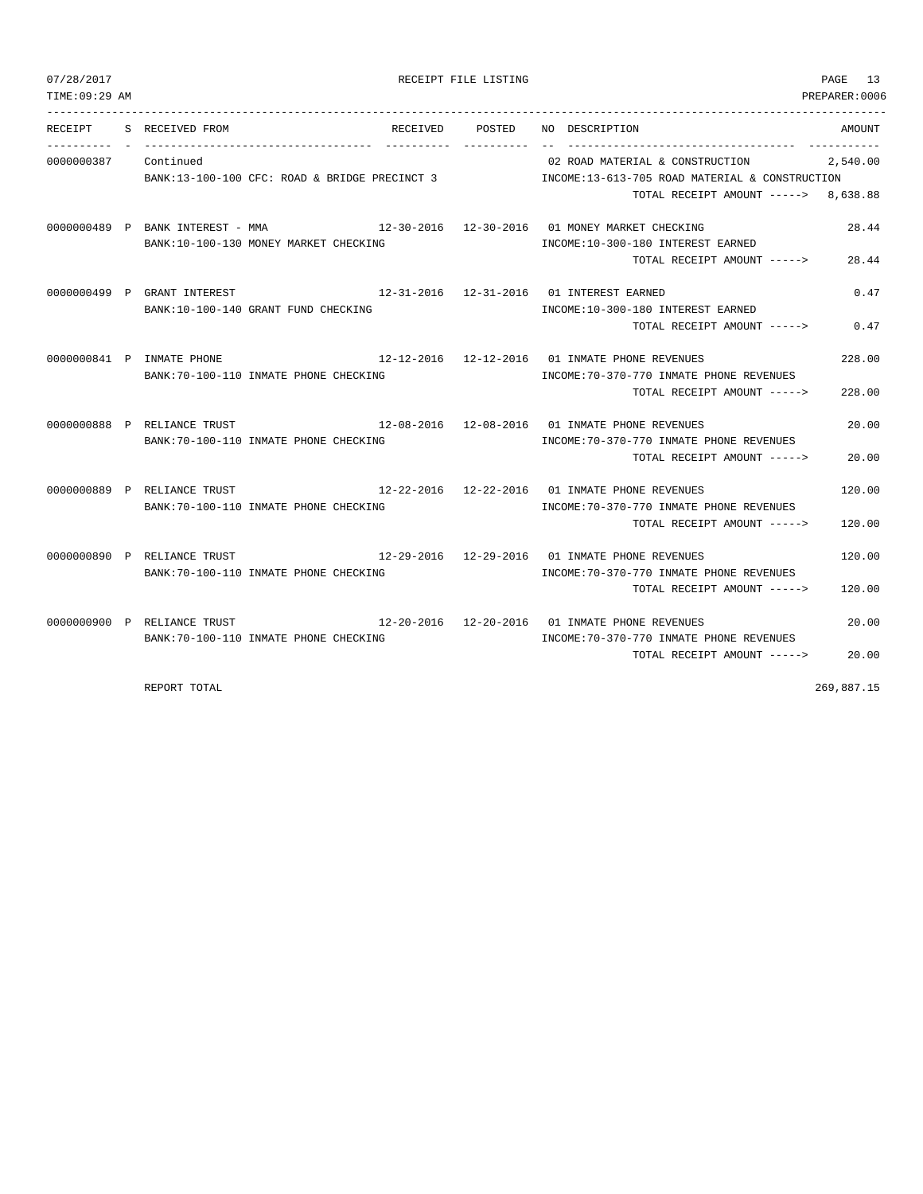| RECEIPT | S | RECEIVED FROM | RECEIVED | POSTED | NO | DESCRIPTION | AMOUNT |
|---|---|---|---|---|---|---|---|
| 0000000387 | | Continued | | | 02 | ROAD MATERIAL & CONSTRUCTION | 2,540.00 |
| | | BANK:13-100-100 CFC: ROAD & BRIDGE PRECINCT 3 | | | | INCOME:13-613-705 ROAD MATERIAL & CONSTRUCTION | |
| | | | | | | TOTAL RECEIPT AMOUNT -----> | 8,638.88 |
| 0000000489 | P | BANK INTEREST - MMA | 12-30-2016 | 12-30-2016 | 01 | MONEY MARKET CHECKING | 28.44 |
| | | BANK:10-100-130 MONEY MARKET CHECKING | | | | INCOME:10-300-180 INTEREST EARNED | |
| | | | | | | TOTAL RECEIPT AMOUNT -----> | 28.44 |
| 0000000499 | P | GRANT INTEREST | 12-31-2016 | 12-31-2016 | 01 | INTEREST EARNED | 0.47 |
| | | BANK:10-100-140 GRANT FUND CHECKING | | | | INCOME:10-300-180 INTEREST EARNED | |
| | | | | | | TOTAL RECEIPT AMOUNT -----> | 0.47 |
| 0000000841 | P | INMATE PHONE | 12-12-2016 | 12-12-2016 | 01 | INMATE PHONE REVENUES | 228.00 |
| | | BANK:70-100-110 INMATE PHONE CHECKING | | | | INCOME:70-370-770 INMATE PHONE REVENUES | |
| | | | | | | TOTAL RECEIPT AMOUNT -----> | 228.00 |
| 0000000888 | P | RELIANCE TRUST | 12-08-2016 | 12-08-2016 | 01 | INMATE PHONE REVENUES | 20.00 |
| | | BANK:70-100-110 INMATE PHONE CHECKING | | | | INCOME:70-370-770 INMATE PHONE REVENUES | |
| | | | | | | TOTAL RECEIPT AMOUNT -----> | 20.00 |
| 0000000889 | P | RELIANCE TRUST | 12-22-2016 | 12-22-2016 | 01 | INMATE PHONE REVENUES | 120.00 |
| | | BANK:70-100-110 INMATE PHONE CHECKING | | | | INCOME:70-370-770 INMATE PHONE REVENUES | |
| | | | | | | TOTAL RECEIPT AMOUNT -----> | 120.00 |
| 0000000890 | P | RELIANCE TRUST | 12-29-2016 | 12-29-2016 | 01 | INMATE PHONE REVENUES | 120.00 |
| | | BANK:70-100-110 INMATE PHONE CHECKING | | | | INCOME:70-370-770 INMATE PHONE REVENUES | |
| | | | | | | TOTAL RECEIPT AMOUNT -----> | 120.00 |
| 0000000900 | P | RELIANCE TRUST | 12-20-2016 | 12-20-2016 | 01 | INMATE PHONE REVENUES | 20.00 |
| | | BANK:70-100-110 INMATE PHONE CHECKING | | | | INCOME:70-370-770 INMATE PHONE REVENUES | |
| | | | | | | TOTAL RECEIPT AMOUNT -----> | 20.00 |
| | | REPORT TOTAL | | | | | 269,887.15 |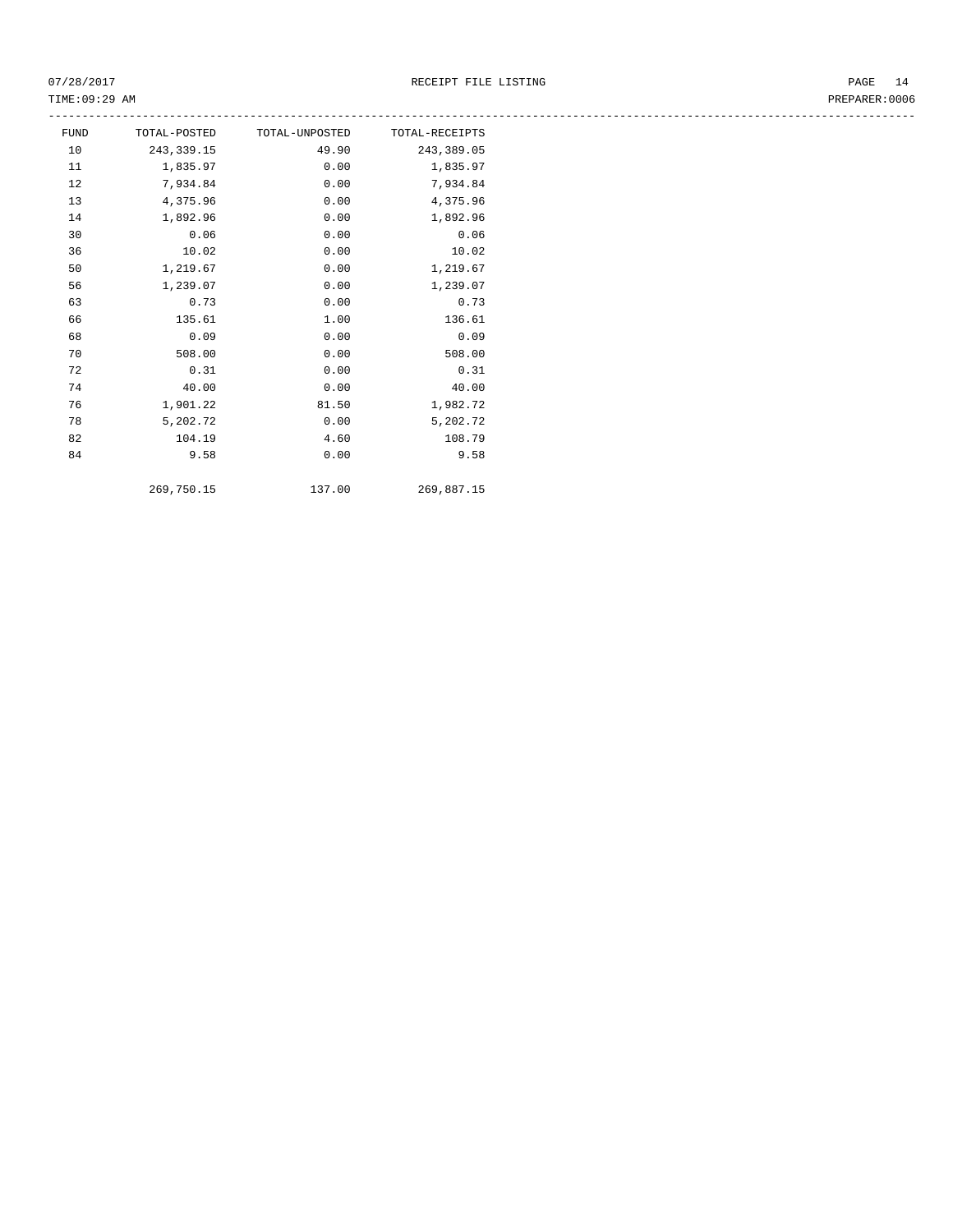07/28/2017 RECEIPT FILE LISTING

TIME:09:29 AM PREPARER:0006

| FUND | TOTAL-POSTED | TOTAL-UNPOSTED | TOTAL-RECEIPTS |
|---|---|---|---|
| 10 | 243,339.15 | 49.90 | 243,389.05 |
| 11 | 1,835.97 | 0.00 | 1,835.97 |
| 12 | 7,934.84 | 0.00 | 7,934.84 |
| 13 | 4,375.96 | 0.00 | 4,375.96 |
| 14 | 1,892.96 | 0.00 | 1,892.96 |
| 30 | 0.06 | 0.00 | 0.06 |
| 36 | 10.02 | 0.00 | 10.02 |
| 50 | 1,219.67 | 0.00 | 1,219.67 |
| 56 | 1,239.07 | 0.00 | 1,239.07 |
| 63 | 0.73 | 0.00 | 0.73 |
| 66 | 135.61 | 1.00 | 136.61 |
| 68 | 0.09 | 0.00 | 0.09 |
| 70 | 508.00 | 0.00 | 508.00 |
| 72 | 0.31 | 0.00 | 0.31 |
| 74 | 40.00 | 0.00 | 40.00 |
| 76 | 1,901.22 | 81.50 | 1,982.72 |
| 78 | 5,202.72 | 0.00 | 5,202.72 |
| 82 | 104.19 | 4.60 | 108.79 |
| 84 | 9.58 | 0.00 | 9.58 |
| | 269,750.15 | 137.00 | 269,887.15 |